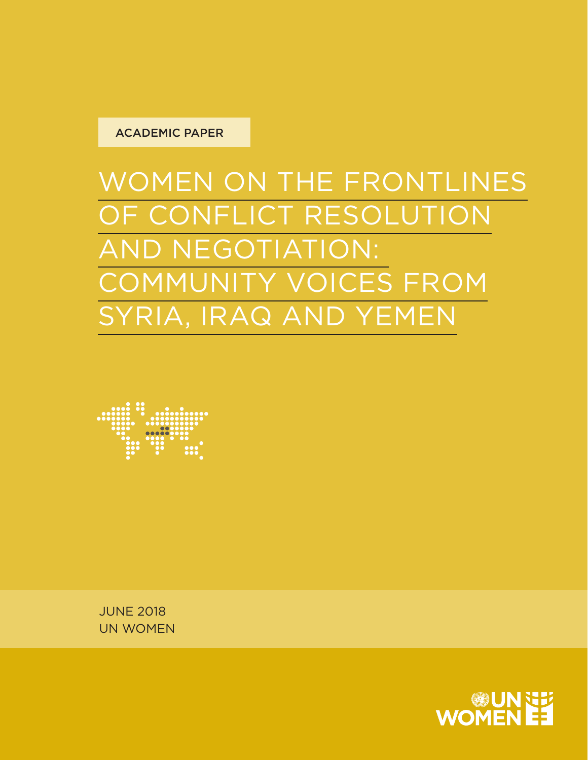ACADEMIC PAPER

# WOMEN ON THE FRONTLINES OF CONFLICT RESOLUTION AND NEGOTIATION: COMMUNITY VOICES FROM SYRIA, IRAQ AND YEMEN

JUNE 2018
UN WOMEN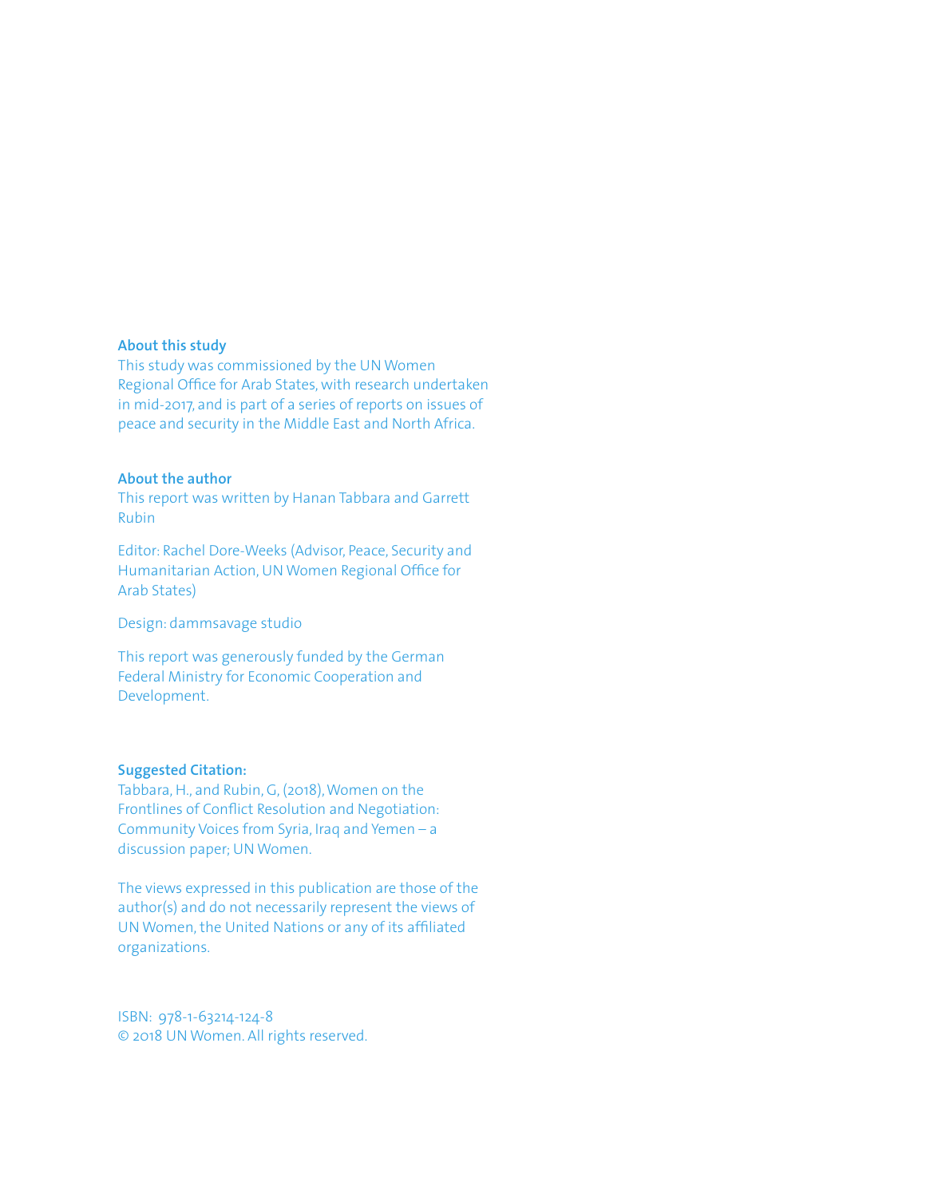**About this study**

This study was commissioned by the UN Women Regional Office for Arab States, with research undertaken in mid-2017, and is part of a series of reports on issues of peace and security in the Middle East and North Africa.

**About the author**

This report was written by Hanan Tabbara and Garrett Rubin

Editor: Rachel Dore-Weeks (Advisor, Peace, Security and Humanitarian Action, UN Women Regional Office for Arab States)

Design: dammsavage studio

This report was generously funded by the German Federal Ministry for Economic Cooperation and Development.

**Suggested Citation:**

Tabbara, H., and Rubin, G, (2018), Women on the Frontlines of Conflict Resolution and Negotiation: Community Voices from Syria, Iraq and Yemen – a discussion paper; UN Women.

The views expressed in this publication are those of the author(s) and do not necessarily represent the views of UN Women, the United Nations or any of its affiliated organizations.

ISBN: 978-1-63214-124-8
© 2018 UN Women. All rights reserved.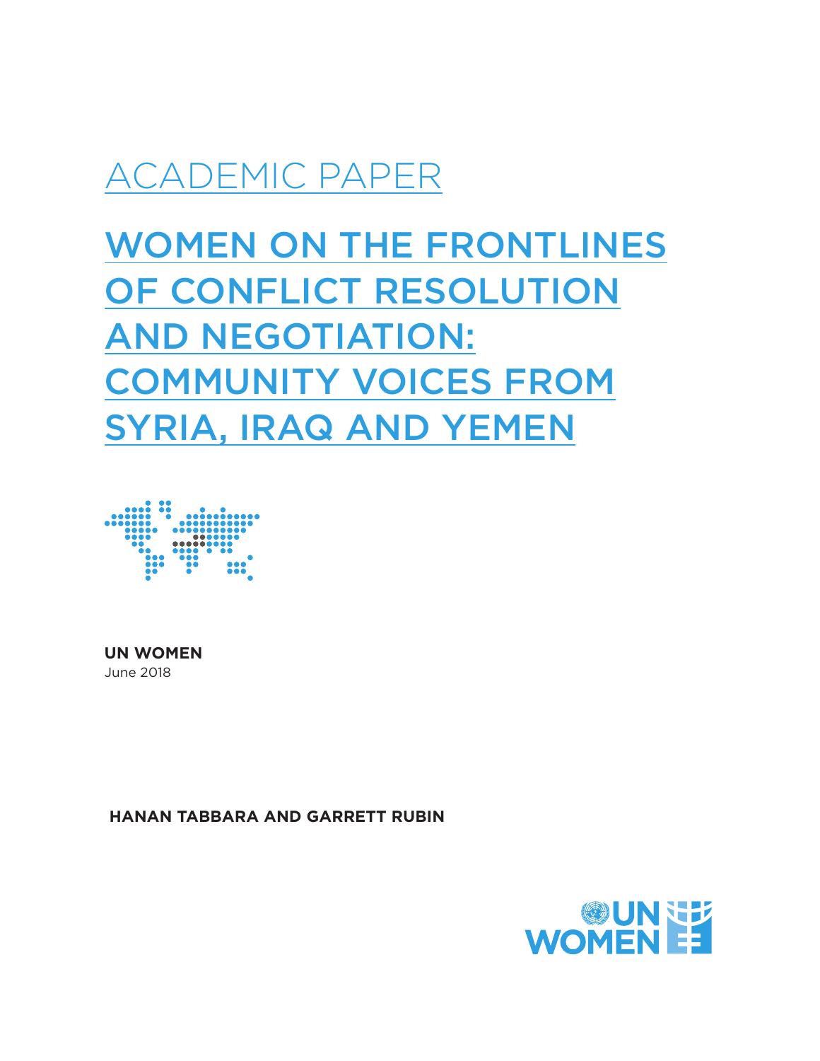ACADEMIC PAPER

# WOMEN ON THE FRONTLINES OF CONFLICT RESOLUTION AND NEGOTIATION: COMMUNITY VOICES FROM SYRIA, IRAQ AND YEMEN

**UN WOMEN**
June 2018

**HANAN TABBARA AND GARRETT RUBIN**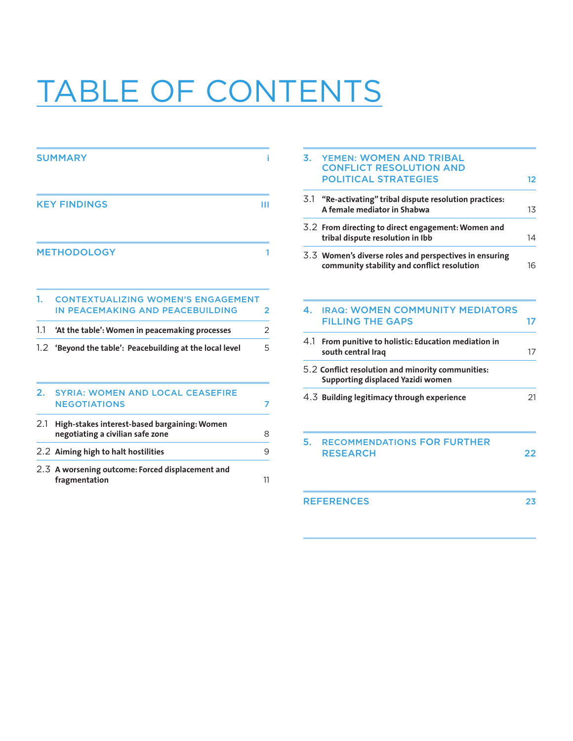# TABLE OF CONTENTS

| | |
|---|---|
| SUMMARY | i |
| KEY FINDINGS | III |
| METHODOLOGY | 1 |
| **1. CONTEXTUALIZING WOMEN'S ENGAGEMENT IN PEACEMAKING AND PEACEBUILDING** | **2** |
| 1.1 **'At the table': Women in peacemaking processes** | 2 |
| 1.2 **'Beyond the table': Peacebuilding at the local level** | 5 |
| **2. SYRIA: WOMEN AND LOCAL CEASEFIRE NEGOTIATIONS** | **7** |
| 2.1 **High-stakes interest-based bargaining: Women negotiating a civilian safe zone** | 8 |
| 2.2 **Aiming high to halt hostilities** | 9 |
| 2.3 **A worsening outcome: Forced displacement and fragmentation** | 11 |
| **3. YEMEN: WOMEN AND TRIBAL CONFLICT RESOLUTION AND POLITICAL STRATEGIES** | **12** |
| 3.1 **"Re-activating" tribal dispute resolution practices: A female mediator in Shabwa** | 13 |
| 3.2 **From directing to direct engagement: Women and tribal dispute resolution in Ibb** | 14 |
| 3.3 **Women's diverse roles and perspectives in ensuring community stability and conflict resolution** | 16 |
| **4. IRAQ: WOMEN COMMUNITY MEDIATORS FILLING THE GAPS** | **17** |
| 4.1 **From punitive to holistic: Education mediation in south central Iraq** | 17 |
| 5.2 **Conflict resolution and minority communities: Supporting displaced Yazidi women** | |
| 4.3 **Building legitimacy through experience** | 21 |
| **5. RECOMMENDATIONS FOR FURTHER RESEARCH** | **22** |
| REFERENCES | 23 |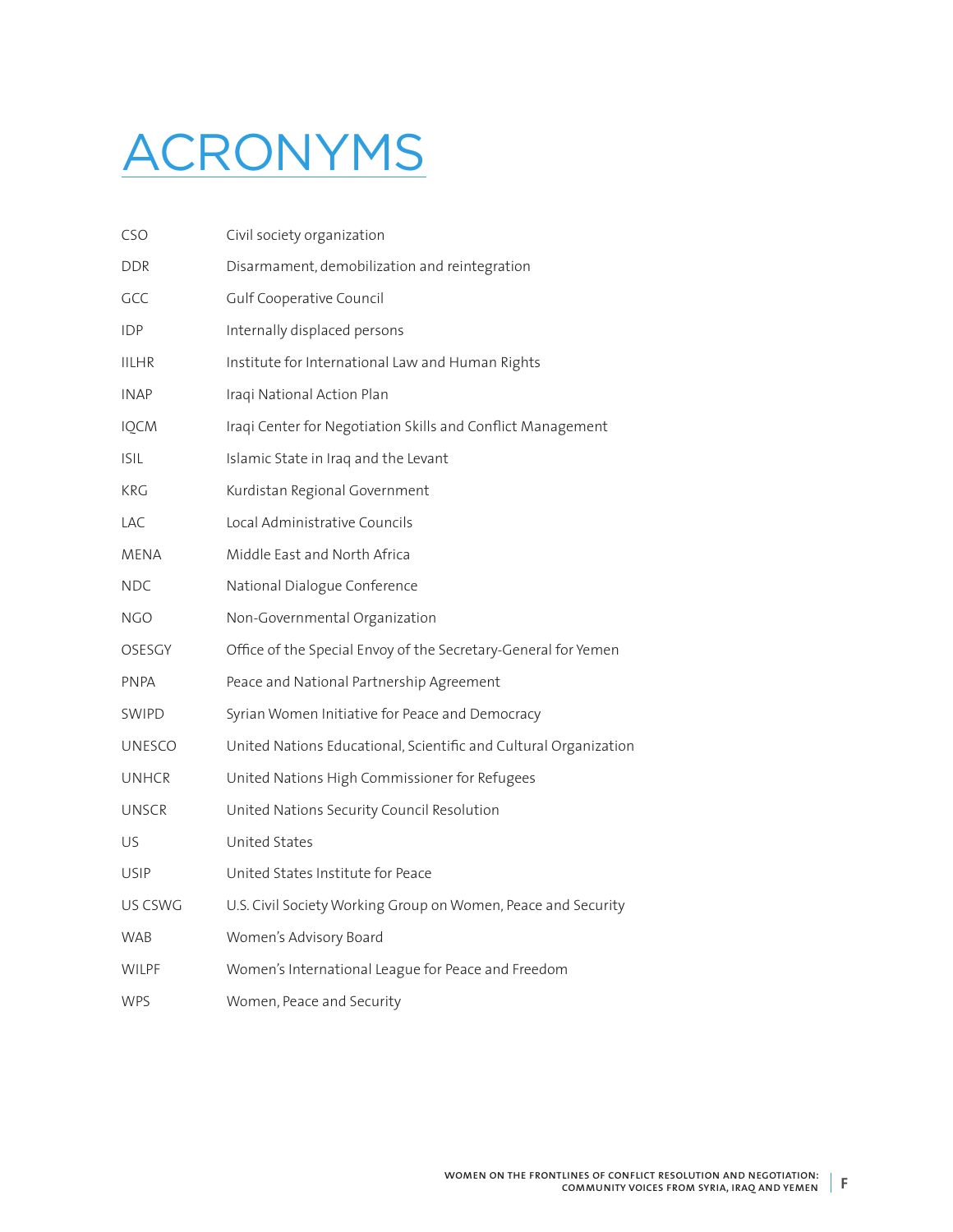# ACRONYMS

| | |
|---|---|
| CSO | Civil society organization |
| DDR | Disarmament, demobilization and reintegration |
| GCC | Gulf Cooperative Council |
| IDP | Internally displaced persons |
| IILHR | Institute for International Law and Human Rights |
| INAP | Iraqi National Action Plan |
| IQCM | Iraqi Center for Negotiation Skills and Conflict Management |
| ISIL | Islamic State in Iraq and the Levant |
| KRG | Kurdistan Regional Government |
| LAC | Local Administrative Councils |
| MENA | Middle East and North Africa |
| NDC | National Dialogue Conference |
| NGO | Non-Governmental Organization |
| OSESGY | Office of the Special Envoy of the Secretary-General for Yemen |
| PNPA | Peace and National Partnership Agreement |
| SWIPD | Syrian Women Initiative for Peace and Democracy |
| UNESCO | United Nations Educational, Scientific and Cultural Organization |
| UNHCR | United Nations High Commissioner for Refugees |
| UNSCR | United Nations Security Council Resolution |
| US | United States |
| USIP | United States Institute for Peace |
| US CSWG | U.S. Civil Society Working Group on Women, Peace and Security |
| WAB | Women's Advisory Board |
| WILPF | Women's International League for Peace and Freedom |
| WPS | Women, Peace and Security |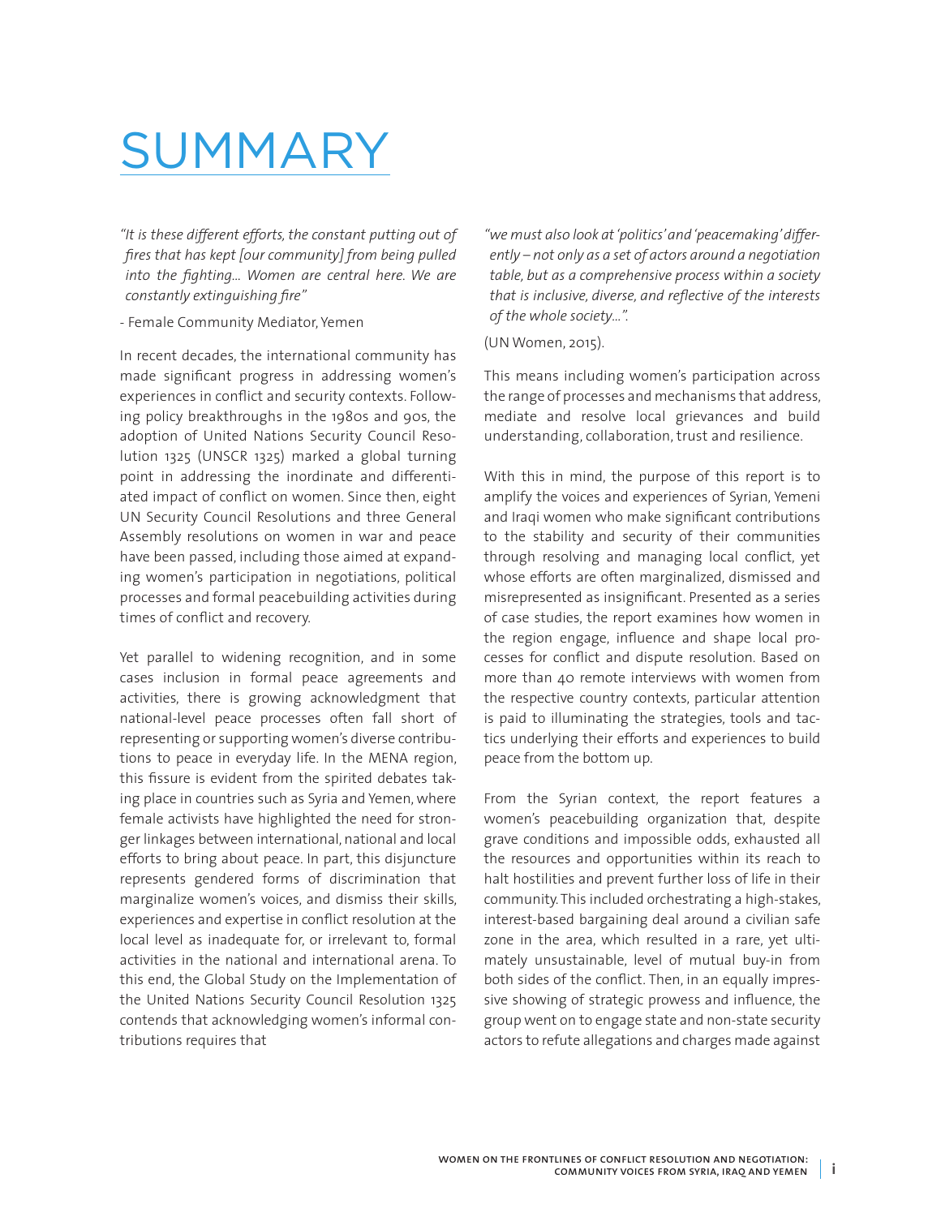# SUMMARY

*"It is these different efforts, the constant putting out of fires that has kept [our community] from being pulled into the fighting... Women are central here. We are constantly extinguishing fire"*

- Female Community Mediator, Yemen

In recent decades, the international community has made significant progress in addressing women's experiences in conflict and security contexts. Following policy breakthroughs in the 1980s and 90s, the adoption of United Nations Security Council Resolution 1325 (UNSCR 1325) marked a global turning point in addressing the inordinate and differentiated impact of conflict on women. Since then, eight UN Security Council Resolutions and three General Assembly resolutions on women in war and peace have been passed, including those aimed at expanding women's participation in negotiations, political processes and formal peacebuilding activities during times of conflict and recovery.

Yet parallel to widening recognition, and in some cases inclusion in formal peace agreements and activities, there is growing acknowledgment that national-level peace processes often fall short of representing or supporting women's diverse contributions to peace in everyday life. In the MENA region, this fissure is evident from the spirited debates taking place in countries such as Syria and Yemen, where female activists have highlighted the need for stronger linkages between international, national and local efforts to bring about peace. In part, this disjuncture represents gendered forms of discrimination that marginalize women's voices, and dismiss their skills, experiences and expertise in conflict resolution at the local level as inadequate for, or irrelevant to, formal activities in the national and international arena. To this end, the Global Study on the Implementation of the United Nations Security Council Resolution 1325 contends that acknowledging women's informal contributions requires that

*"we must also look at 'politics' and 'peacemaking' differently – not only as a set of actors around a negotiation table, but as a comprehensive process within a society that is inclusive, diverse, and reflective of the interests of the whole society...".*

(UN Women, 2015).

This means including women's participation across the range of processes and mechanisms that address, mediate and resolve local grievances and build understanding, collaboration, trust and resilience.

With this in mind, the purpose of this report is to amplify the voices and experiences of Syrian, Yemeni and Iraqi women who make significant contributions to the stability and security of their communities through resolving and managing local conflict, yet whose efforts are often marginalized, dismissed and misrepresented as insignificant. Presented as a series of case studies, the report examines how women in the region engage, influence and shape local processes for conflict and dispute resolution. Based on more than 40 remote interviews with women from the respective country contexts, particular attention is paid to illuminating the strategies, tools and tactics underlying their efforts and experiences to build peace from the bottom up.

From the Syrian context, the report features a women's peacebuilding organization that, despite grave conditions and impossible odds, exhausted all the resources and opportunities within its reach to halt hostilities and prevent further loss of life in their community. This included orchestrating a high-stakes, interest-based bargaining deal around a civilian safe zone in the area, which resulted in a rare, yet ultimately unsustainable, level of mutual buy-in from both sides of the conflict. Then, in an equally impressive showing of strategic prowess and influence, the group went on to engage state and non-state security actors to refute allegations and charges made against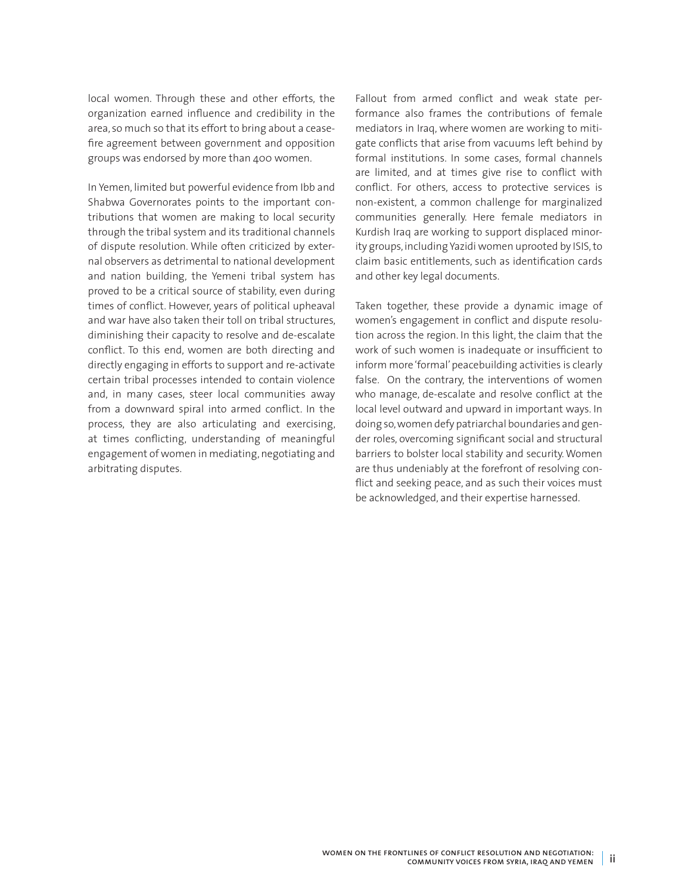local women. Through these and other efforts, the organization earned influence and credibility in the area, so much so that its effort to bring about a ceasefire agreement between government and opposition groups was endorsed by more than 400 women.

In Yemen, limited but powerful evidence from Ibb and Shabwa Governorates points to the important contributions that women are making to local security through the tribal system and its traditional channels of dispute resolution. While often criticized by external observers as detrimental to national development and nation building, the Yemeni tribal system has proved to be a critical source of stability, even during times of conflict. However, years of political upheaval and war have also taken their toll on tribal structures, diminishing their capacity to resolve and de-escalate conflict. To this end, women are both directing and directly engaging in efforts to support and re-activate certain tribal processes intended to contain violence and, in many cases, steer local communities away from a downward spiral into armed conflict. In the process, they are also articulating and exercising, at times conflicting, understanding of meaningful engagement of women in mediating, negotiating and arbitrating disputes.

Fallout from armed conflict and weak state performance also frames the contributions of female mediators in Iraq, where women are working to mitigate conflicts that arise from vacuums left behind by formal institutions. In some cases, formal channels are limited, and at times give rise to conflict with conflict. For others, access to protective services is non-existent, a common challenge for marginalized communities generally. Here female mediators in Kurdish Iraq are working to support displaced minority groups, including Yazidi women uprooted by ISIS, to claim basic entitlements, such as identification cards and other key legal documents.

Taken together, these provide a dynamic image of women's engagement in conflict and dispute resolution across the region. In this light, the claim that the work of such women is inadequate or insufficient to inform more 'formal' peacebuilding activities is clearly false. On the contrary, the interventions of women who manage, de-escalate and resolve conflict at the local level outward and upward in important ways. In doing so, women defy patriarchal boundaries and gender roles, overcoming significant social and structural barriers to bolster local stability and security. Women are thus undeniably at the forefront of resolving conflict and seeking peace, and as such their voices must be acknowledged, and their expertise harnessed.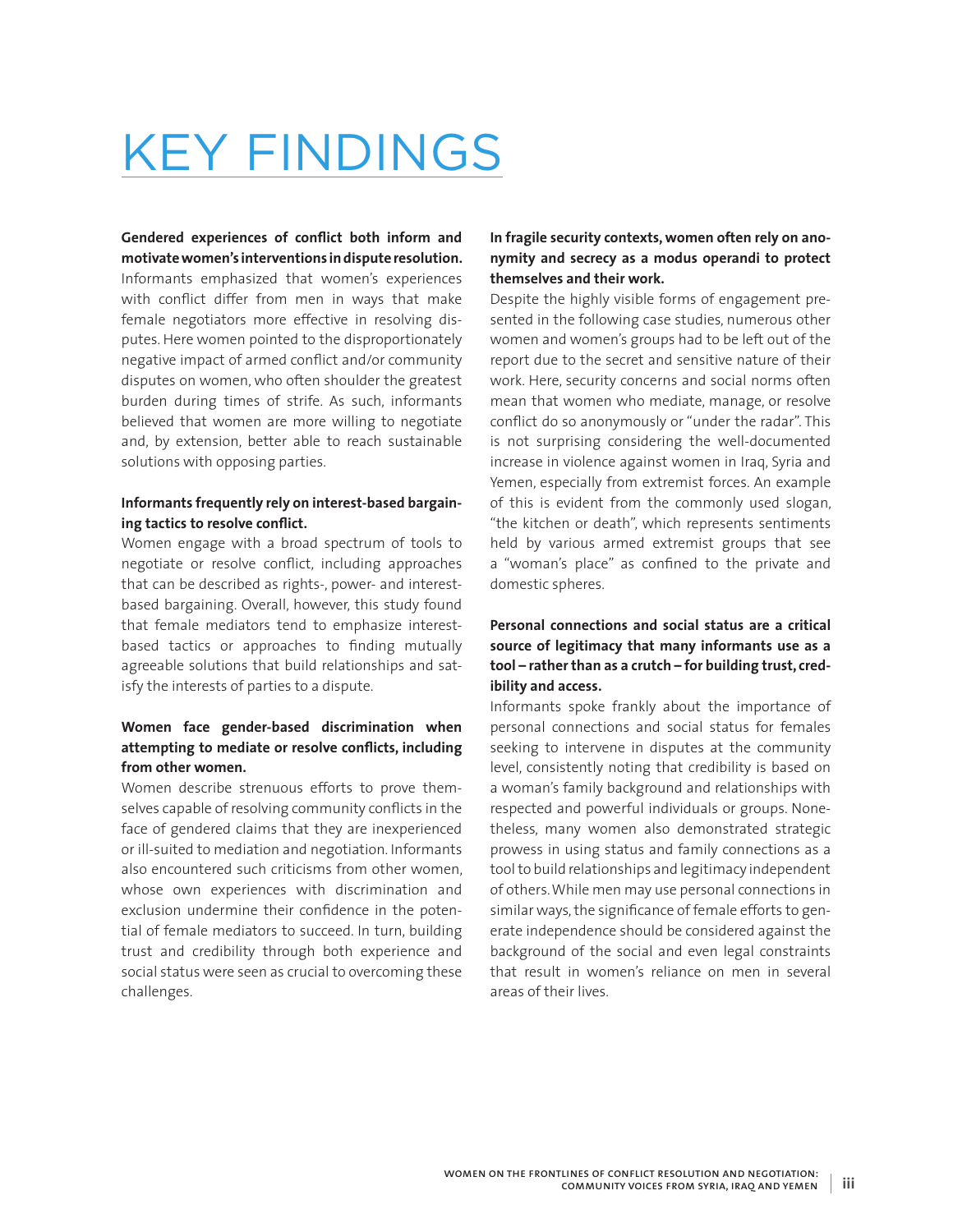# KEY FINDINGS

**Gendered experiences of conflict both inform and motivate women's interventions in dispute resolution.**
Informants emphasized that women's experiences with conflict differ from men in ways that make female negotiators more effective in resolving disputes. Here women pointed to the disproportionately negative impact of armed conflict and/or community disputes on women, who often shoulder the greatest burden during times of strife. As such, informants believed that women are more willing to negotiate and, by extension, better able to reach sustainable solutions with opposing parties.

**Informants frequently rely on interest-based bargaining tactics to resolve conflict.**
Women engage with a broad spectrum of tools to negotiate or resolve conflict, including approaches that can be described as rights-, power- and interest-based bargaining. Overall, however, this study found that female mediators tend to emphasize interest-based tactics or approaches to finding mutually agreeable solutions that build relationships and satisfy the interests of parties to a dispute.

**Women face gender-based discrimination when attempting to mediate or resolve conflicts, including from other women.**
Women describe strenuous efforts to prove themselves capable of resolving community conflicts in the face of gendered claims that they are inexperienced or ill-suited to mediation and negotiation. Informants also encountered such criticisms from other women, whose own experiences with discrimination and exclusion undermine their confidence in the potential of female mediators to succeed. In turn, building trust and credibility through both experience and social status were seen as crucial to overcoming these challenges.

**In fragile security contexts, women often rely on anonymity and secrecy as a modus operandi to protect themselves and their work.**
Despite the highly visible forms of engagement presented in the following case studies, numerous other women and women's groups had to be left out of the report due to the secret and sensitive nature of their work. Here, security concerns and social norms often mean that women who mediate, manage, or resolve conflict do so anonymously or "under the radar". This is not surprising considering the well-documented increase in violence against women in Iraq, Syria and Yemen, especially from extremist forces. An example of this is evident from the commonly used slogan, "the kitchen or death", which represents sentiments held by various armed extremist groups that see a "woman's place" as confined to the private and domestic spheres.

**Personal connections and social status are a critical source of legitimacy that many informants use as a tool – rather than as a crutch – for building trust, credibility and access.**
Informants spoke frankly about the importance of personal connections and social status for females seeking to intervene in disputes at the community level, consistently noting that credibility is based on a woman's family background and relationships with respected and powerful individuals or groups. Nonetheless, many women also demonstrated strategic prowess in using status and family connections as a tool to build relationships and legitimacy independent of others. While men may use personal connections in similar ways, the significance of female efforts to generate independence should be considered against the background of the social and even legal constraints that result in women's reliance on men in several areas of their lives.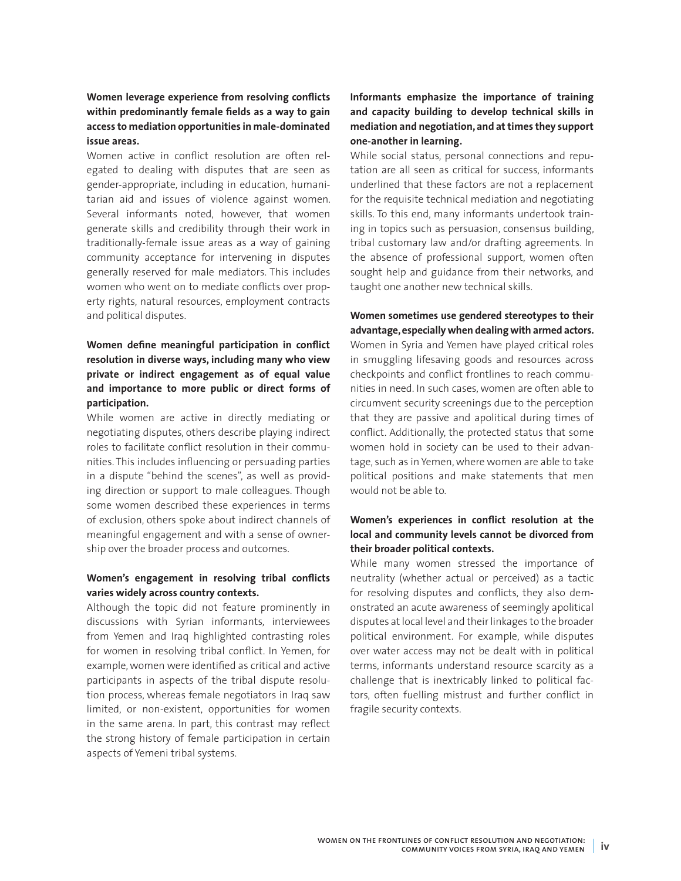**Women leverage experience from resolving conflicts within predominantly female fields as a way to gain access to mediation opportunities in male-dominated issue areas.**

Women active in conflict resolution are often relegated to dealing with disputes that are seen as gender-appropriate, including in education, humanitarian aid and issues of violence against women. Several informants noted, however, that women generate skills and credibility through their work in traditionally-female issue areas as a way of gaining community acceptance for intervening in disputes generally reserved for male mediators. This includes women who went on to mediate conflicts over property rights, natural resources, employment contracts and political disputes.

**Women define meaningful participation in conflict resolution in diverse ways, including many who view private or indirect engagement as of equal value and importance to more public or direct forms of participation.**

While women are active in directly mediating or negotiating disputes, others describe playing indirect roles to facilitate conflict resolution in their communities. This includes influencing or persuading parties in a dispute "behind the scenes", as well as providing direction or support to male colleagues. Though some women described these experiences in terms of exclusion, others spoke about indirect channels of meaningful engagement and with a sense of ownership over the broader process and outcomes.

**Women's engagement in resolving tribal conflicts varies widely across country contexts.**

Although the topic did not feature prominently in discussions with Syrian informants, interviewees from Yemen and Iraq highlighted contrasting roles for women in resolving tribal conflict. In Yemen, for example, women were identified as critical and active participants in aspects of the tribal dispute resolution process, whereas female negotiators in Iraq saw limited, or non-existent, opportunities for women in the same arena. In part, this contrast may reflect the strong history of female participation in certain aspects of Yemeni tribal systems.

**Informants emphasize the importance of training and capacity building to develop technical skills in mediation and negotiation, and at times they support one-another in learning.**

While social status, personal connections and reputation are all seen as critical for success, informants underlined that these factors are not a replacement for the requisite technical mediation and negotiating skills. To this end, many informants undertook training in topics such as persuasion, consensus building, tribal customary law and/or drafting agreements. In the absence of professional support, women often sought help and guidance from their networks, and taught one another new technical skills.

**Women sometimes use gendered stereotypes to their advantage, especially when dealing with armed actors.**

Women in Syria and Yemen have played critical roles in smuggling lifesaving goods and resources across checkpoints and conflict frontlines to reach communities in need. In such cases, women are often able to circumvent security screenings due to the perception that they are passive and apolitical during times of conflict. Additionally, the protected status that some women hold in society can be used to their advantage, such as in Yemen, where women are able to take political positions and make statements that men would not be able to.

**Women's experiences in conflict resolution at the local and community levels cannot be divorced from their broader political contexts.**

While many women stressed the importance of neutrality (whether actual or perceived) as a tactic for resolving disputes and conflicts, they also demonstrated an acute awareness of seemingly apolitical disputes at local level and their linkages to the broader political environment. For example, while disputes over water access may not be dealt with in political terms, informants understand resource scarcity as a challenge that is inextricably linked to political factors, often fuelling mistrust and further conflict in fragile security contexts.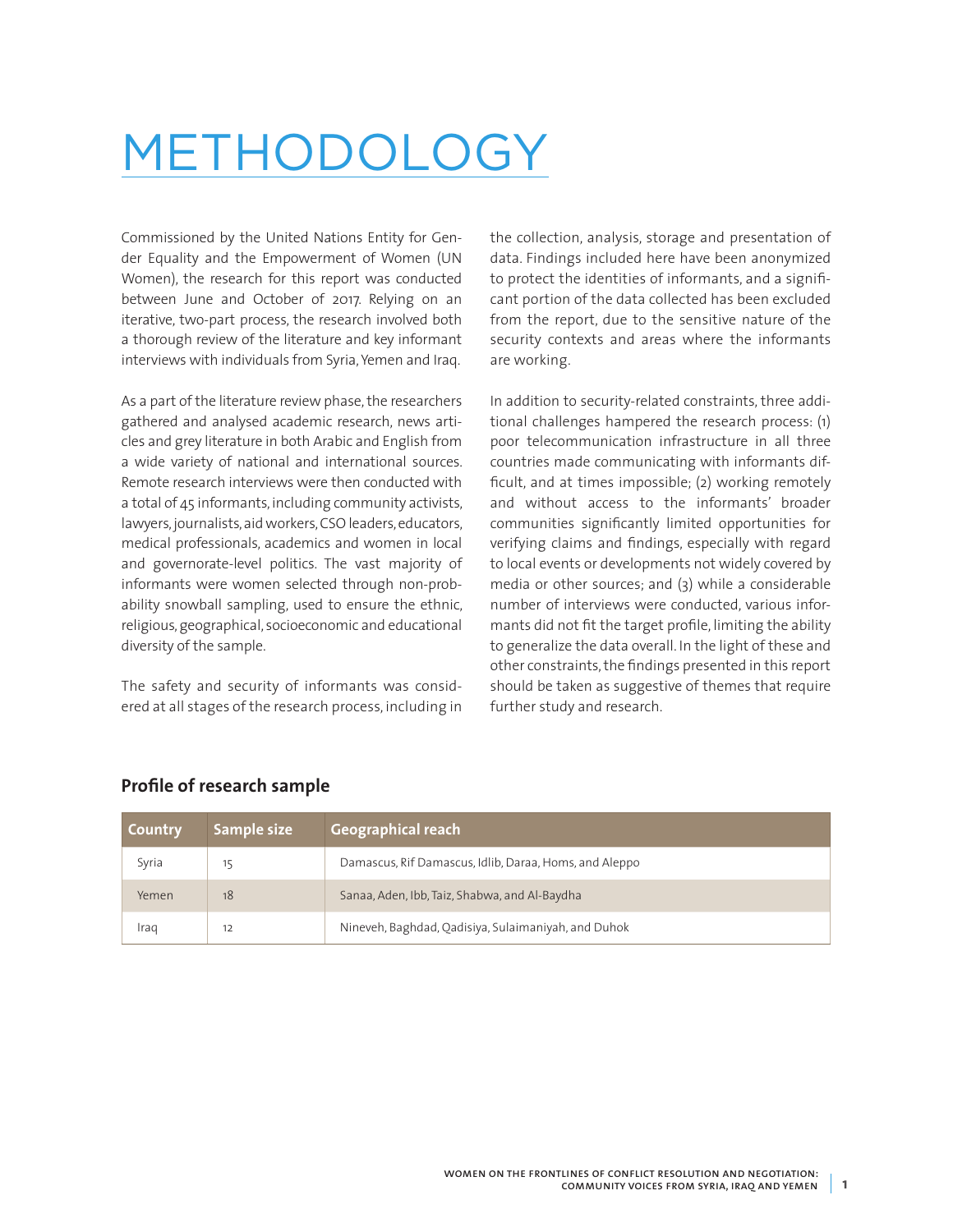# METHODOLOGY

Commissioned by the United Nations Entity for Gender Equality and the Empowerment of Women (UN Women), the research for this report was conducted between June and October of 2017. Relying on an iterative, two-part process, the research involved both a thorough review of the literature and key informant interviews with individuals from Syria, Yemen and Iraq.

As a part of the literature review phase, the researchers gathered and analysed academic research, news articles and grey literature in both Arabic and English from a wide variety of national and international sources. Remote research interviews were then conducted with a total of 45 informants, including community activists, lawyers, journalists, aid workers, CSO leaders, educators, medical professionals, academics and women in local and governorate-level politics. The vast majority of informants were women selected through non-probability snowball sampling, used to ensure the ethnic, religious, geographical, socioeconomic and educational diversity of the sample.

The safety and security of informants was considered at all stages of the research process, including in the collection, analysis, storage and presentation of data. Findings included here have been anonymized to protect the identities of informants, and a significant portion of the data collected has been excluded from the report, due to the sensitive nature of the security contexts and areas where the informants are working.

In addition to security-related constraints, three additional challenges hampered the research process: (1) poor telecommunication infrastructure in all three countries made communicating with informants difficult, and at times impossible; (2) working remotely and without access to the informants' broader communities significantly limited opportunities for verifying claims and findings, especially with regard to local events or developments not widely covered by media or other sources; and (3) while a considerable number of interviews were conducted, various informants did not fit the target profile, limiting the ability to generalize the data overall. In the light of these and other constraints, the findings presented in this report should be taken as suggestive of themes that require further study and research.

## Profile of research sample

| Country | Sample size | Geographical reach |
| --- | --- | --- |
| Syria | 15 | Damascus, Rif Damascus, Idlib, Daraa, Homs, and Aleppo |
| Yemen | 18 | Sanaa, Aden, Ibb, Taiz, Shabwa, and Al-Baydha |
| Iraq | 12 | Nineveh, Baghdad, Qadisiya, Sulaimaniyah, and Duhok |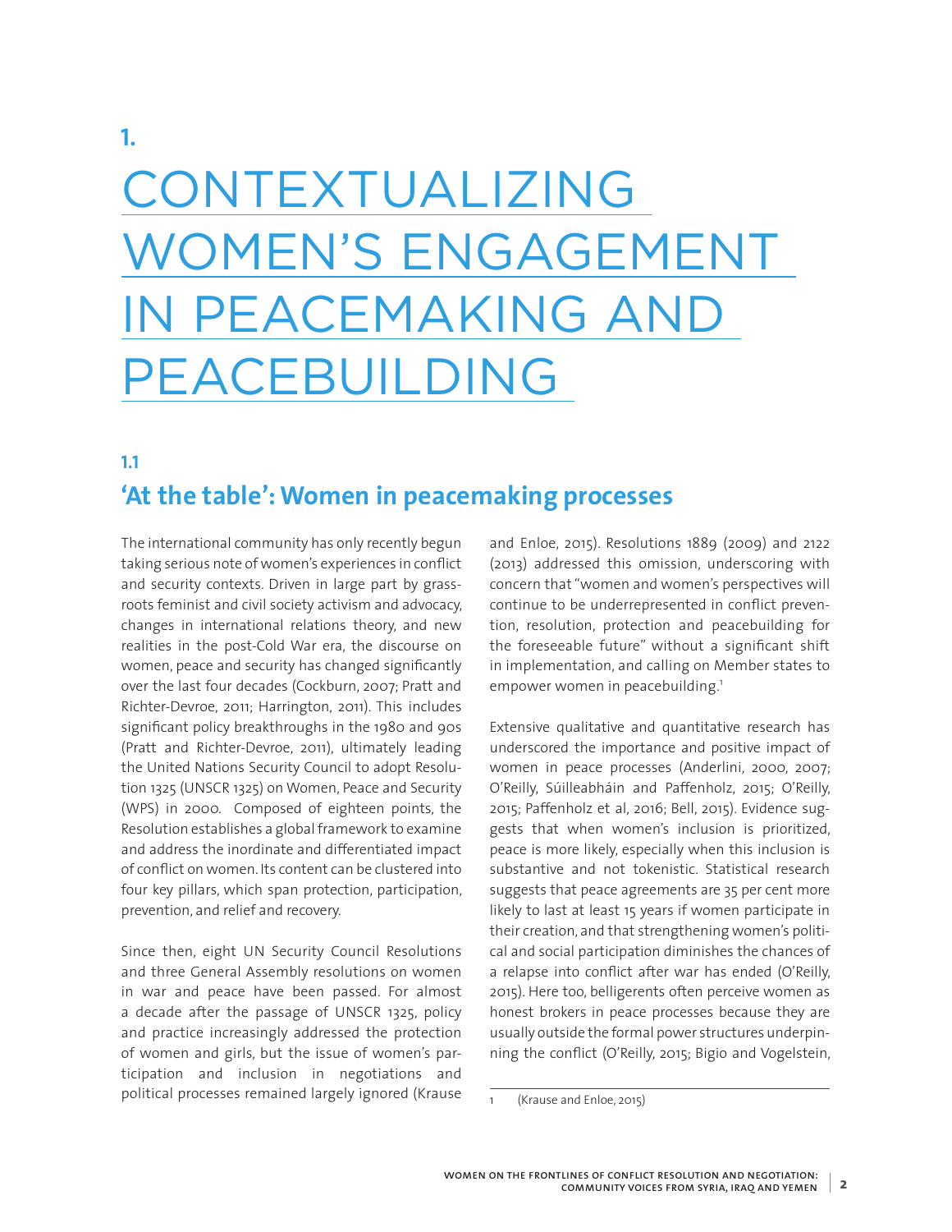# 1. CONTEXTUALIZING WOMEN'S ENGAGEMENT IN PEACEMAKING AND PEACEBUILDING

## 1.1 'At the table': Women in peacemaking processes

The international community has only recently begun taking serious note of women's experiences in conflict and security contexts. Driven in large part by grassroots feminist and civil society activism and advocacy, changes in international relations theory, and new realities in the post-Cold War era, the discourse on women, peace and security has changed significantly over the last four decades (Cockburn, 2007; Pratt and Richter-Devroe, 2011; Harrington, 2011). This includes significant policy breakthroughs in the 1980 and 90s (Pratt and Richter-Devroe, 2011), ultimately leading the United Nations Security Council to adopt Resolution 1325 (UNSCR 1325) on Women, Peace and Security (WPS) in 2000. Composed of eighteen points, the Resolution establishes a global framework to examine and address the inordinate and differentiated impact of conflict on women. Its content can be clustered into four key pillars, which span protection, participation, prevention, and relief and recovery.

Since then, eight UN Security Council Resolutions and three General Assembly resolutions on women in war and peace have been passed. For almost a decade after the passage of UNSCR 1325, policy and practice increasingly addressed the protection of women and girls, but the issue of women's participation and inclusion in negotiations and political processes remained largely ignored (Krause and Enloe, 2015). Resolutions 1889 (2009) and 2122 (2013) addressed this omission, underscoring with concern that "women and women's perspectives will continue to be underrepresented in conflict prevention, resolution, protection and peacebuilding for the foreseeable future" without a significant shift in implementation, and calling on Member states to empower women in peacebuilding.[1]

Extensive qualitative and quantitative research has underscored the importance and positive impact of women in peace processes (Anderlini, 2000, 2007; O'Reilly, Súilleabháin and Paffenholz, 2015; O'Reilly, 2015; Paffenholz et al, 2016; Bell, 2015). Evidence suggests that when women's inclusion is prioritized, peace is more likely, especially when this inclusion is substantive and not tokenistic. Statistical research suggests that peace agreements are 35 per cent more likely to last at least 15 years if women participate in their creation, and that strengthening women's political and social participation diminishes the chances of a relapse into conflict after war has ended (O'Reilly, 2015). Here too, belligerents often perceive women as honest brokers in peace processes because they are usually outside the formal power structures underpinning the conflict (O'Reilly, 2015; Bigio and Vogelstein,

[1] (Krause and Enloe, 2015)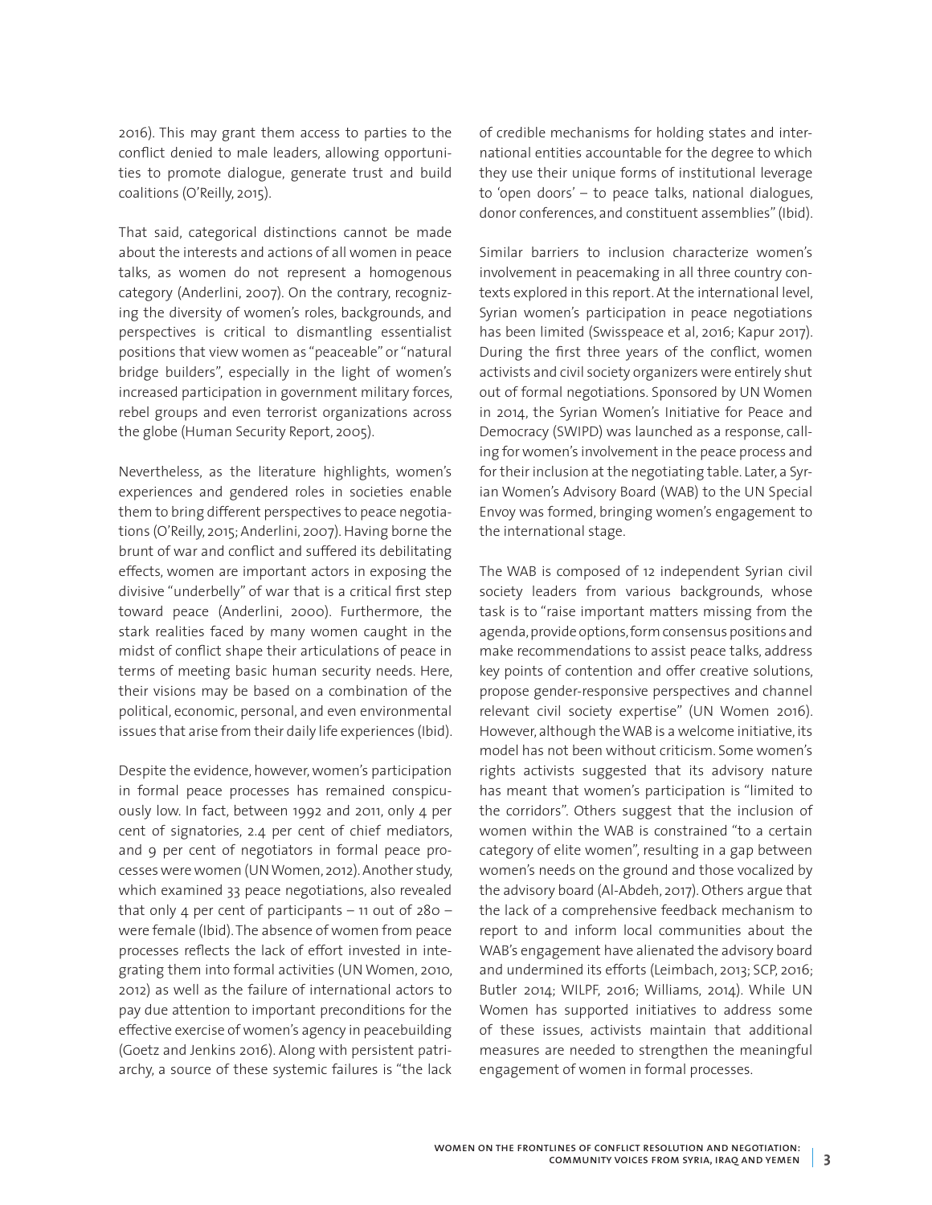2016). This may grant them access to parties to the conflict denied to male leaders, allowing opportunities to promote dialogue, generate trust and build coalitions (O'Reilly, 2015).

That said, categorical distinctions cannot be made about the interests and actions of all women in peace talks, as women do not represent a homogenous category (Anderlini, 2007). On the contrary, recognizing the diversity of women's roles, backgrounds, and perspectives is critical to dismantling essentialist positions that view women as "peaceable" or "natural bridge builders", especially in the light of women's increased participation in government military forces, rebel groups and even terrorist organizations across the globe (Human Security Report, 2005).

Nevertheless, as the literature highlights, women's experiences and gendered roles in societies enable them to bring different perspectives to peace negotiations (O'Reilly, 2015; Anderlini, 2007). Having borne the brunt of war and conflict and suffered its debilitating effects, women are important actors in exposing the divisive "underbelly" of war that is a critical first step toward peace (Anderlini, 2000). Furthermore, the stark realities faced by many women caught in the midst of conflict shape their articulations of peace in terms of meeting basic human security needs. Here, their visions may be based on a combination of the political, economic, personal, and even environmental issues that arise from their daily life experiences (Ibid).

Despite the evidence, however, women's participation in formal peace processes has remained conspicuously low. In fact, between 1992 and 2011, only 4 per cent of signatories, 2.4 per cent of chief mediators, and 9 per cent of negotiators in formal peace processes were women (UN Women, 2012). Another study, which examined 33 peace negotiations, also revealed that only 4 per cent of participants – 11 out of 280 – were female (Ibid). The absence of women from peace processes reflects the lack of effort invested in integrating them into formal activities (UN Women, 2010, 2012) as well as the failure of international actors to pay due attention to important preconditions for the effective exercise of women's agency in peacebuilding (Goetz and Jenkins 2016). Along with persistent patriarchy, a source of these systemic failures is "the lack of credible mechanisms for holding states and international entities accountable for the degree to which they use their unique forms of institutional leverage to 'open doors' – to peace talks, national dialogues, donor conferences, and constituent assemblies" (Ibid).

Similar barriers to inclusion characterize women's involvement in peacemaking in all three country contexts explored in this report. At the international level, Syrian women's participation in peace negotiations has been limited (Swisspeace et al, 2016; Kapur 2017). During the first three years of the conflict, women activists and civil society organizers were entirely shut out of formal negotiations. Sponsored by UN Women in 2014, the Syrian Women's Initiative for Peace and Democracy (SWIPD) was launched as a response, calling for women's involvement in the peace process and for their inclusion at the negotiating table. Later, a Syrian Women's Advisory Board (WAB) to the UN Special Envoy was formed, bringing women's engagement to the international stage.

The WAB is composed of 12 independent Syrian civil society leaders from various backgrounds, whose task is to "raise important matters missing from the agenda, provide options, form consensus positions and make recommendations to assist peace talks, address key points of contention and offer creative solutions, propose gender-responsive perspectives and channel relevant civil society expertise" (UN Women 2016). However, although the WAB is a welcome initiative, its model has not been without criticism. Some women's rights activists suggested that its advisory nature has meant that women's participation is "limited to the corridors". Others suggest that the inclusion of women within the WAB is constrained "to a certain category of elite women", resulting in a gap between women's needs on the ground and those vocalized by the advisory board (Al-Abdeh, 2017). Others argue that the lack of a comprehensive feedback mechanism to report to and inform local communities about the WAB's engagement have alienated the advisory board and undermined its efforts (Leimbach, 2013; SCP, 2016; Butler 2014; WILPF, 2016; Williams, 2014). While UN Women has supported initiatives to address some of these issues, activists maintain that additional measures are needed to strengthen the meaningful engagement of women in formal processes.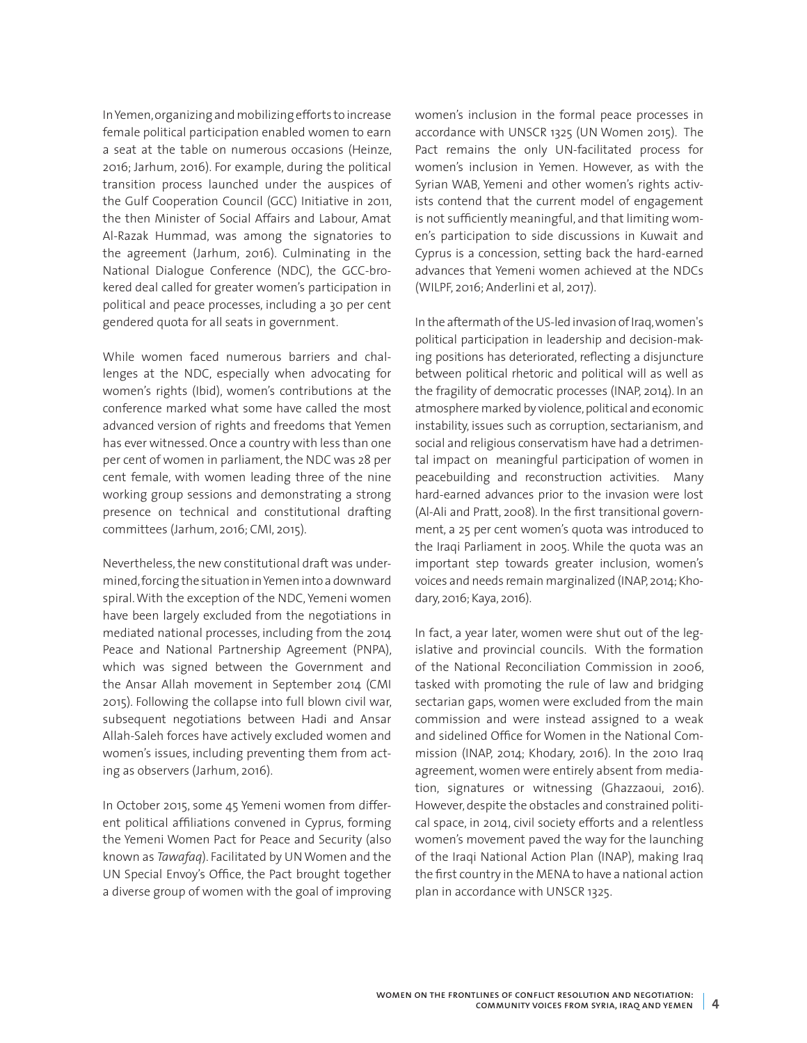In Yemen, organizing and mobilizing efforts to increase female political participation enabled women to earn a seat at the table on numerous occasions (Heinze, 2016; Jarhum, 2016). For example, during the political transition process launched under the auspices of the Gulf Cooperation Council (GCC) Initiative in 2011, the then Minister of Social Affairs and Labour, Amat Al-Razak Hummad, was among the signatories to the agreement (Jarhum, 2016). Culminating in the National Dialogue Conference (NDC), the GCC-brokered deal called for greater women's participation in political and peace processes, including a 30 per cent gendered quota for all seats in government.

While women faced numerous barriers and challenges at the NDC, especially when advocating for women's rights (Ibid), women's contributions at the conference marked what some have called the most advanced version of rights and freedoms that Yemen has ever witnessed. Once a country with less than one per cent of women in parliament, the NDC was 28 per cent female, with women leading three of the nine working group sessions and demonstrating a strong presence on technical and constitutional drafting committees (Jarhum, 2016; CMI, 2015).

Nevertheless, the new constitutional draft was undermined, forcing the situation in Yemen into a downward spiral. With the exception of the NDC, Yemeni women have been largely excluded from the negotiations in mediated national processes, including from the 2014 Peace and National Partnership Agreement (PNPA), which was signed between the Government and the Ansar Allah movement in September 2014 (CMI 2015). Following the collapse into full blown civil war, subsequent negotiations between Hadi and Ansar Allah-Saleh forces have actively excluded women and women's issues, including preventing them from acting as observers (Jarhum, 2016).

In October 2015, some 45 Yemeni women from different political affiliations convened in Cyprus, forming the Yemeni Women Pact for Peace and Security (also known as *Tawafaq*). Facilitated by UN Women and the UN Special Envoy's Office, the Pact brought together a diverse group of women with the goal of improving women's inclusion in the formal peace processes in accordance with UNSCR 1325 (UN Women 2015). The Pact remains the only UN-facilitated process for women's inclusion in Yemen. However, as with the Syrian WAB, Yemeni and other women's rights activists contend that the current model of engagement is not sufficiently meaningful, and that limiting women's participation to side discussions in Kuwait and Cyprus is a concession, setting back the hard-earned advances that Yemeni women achieved at the NDCs (WILPF, 2016; Anderlini et al, 2017).

In the aftermath of the US-led invasion of Iraq, women's political participation in leadership and decision-making positions has deteriorated, reflecting a disjuncture between political rhetoric and political will as well as the fragility of democratic processes (INAP, 2014). In an atmosphere marked by violence, political and economic instability, issues such as corruption, sectarianism, and social and religious conservatism have had a detrimental impact on meaningful participation of women in peacebuilding and reconstruction activities. Many hard-earned advances prior to the invasion were lost (Al-Ali and Pratt, 2008). In the first transitional government, a 25 per cent women's quota was introduced to the Iraqi Parliament in 2005. While the quota was an important step towards greater inclusion, women's voices and needs remain marginalized (INAP, 2014; Khodary, 2016; Kaya, 2016).

In fact, a year later, women were shut out of the legislative and provincial councils. With the formation of the National Reconciliation Commission in 2006, tasked with promoting the rule of law and bridging sectarian gaps, women were excluded from the main commission and were instead assigned to a weak and sidelined Office for Women in the National Commission (INAP, 2014; Khodary, 2016). In the 2010 Iraq agreement, women were entirely absent from mediation, signatures or witnessing (Ghazzaoui, 2016). However, despite the obstacles and constrained political space, in 2014, civil society efforts and a relentless women's movement paved the way for the launching of the Iraqi National Action Plan (INAP), making Iraq the first country in the MENA to have a national action plan in accordance with UNSCR 1325.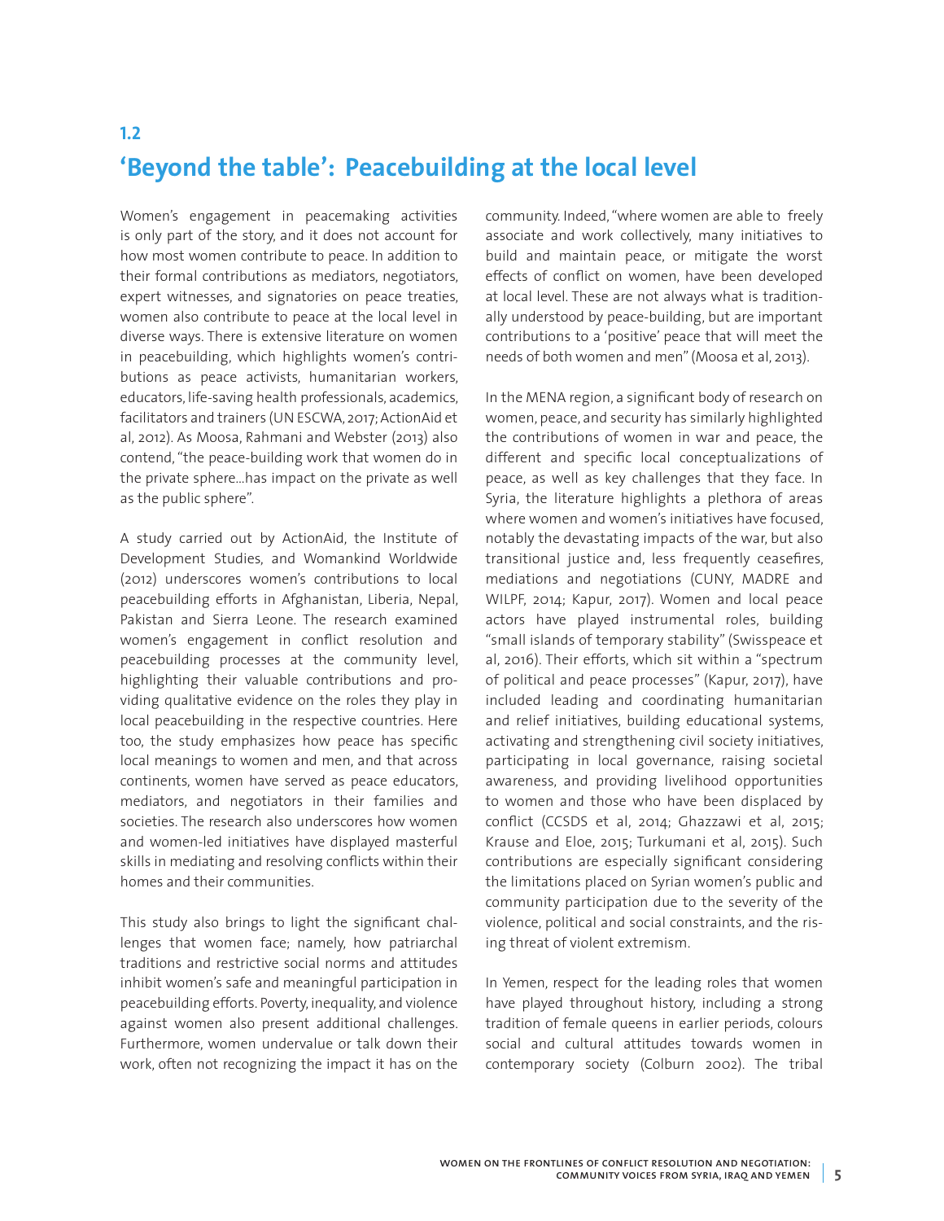## 1.2

## 'Beyond the table': Peacebuilding at the local level

Women's engagement in peacemaking activities is only part of the story, and it does not account for how most women contribute to peace. In addition to their formal contributions as mediators, negotiators, expert witnesses, and signatories on peace treaties, women also contribute to peace at the local level in diverse ways. There is extensive literature on women in peacebuilding, which highlights women's contributions as peace activists, humanitarian workers, educators, life-saving health professionals, academics, facilitators and trainers (UN ESCWA, 2017; ActionAid et al, 2012). As Moosa, Rahmani and Webster (2013) also contend, "the peace-building work that women do in the private sphere…has impact on the private as well as the public sphere".

A study carried out by ActionAid, the Institute of Development Studies, and Womankind Worldwide (2012) underscores women's contributions to local peacebuilding efforts in Afghanistan, Liberia, Nepal, Pakistan and Sierra Leone. The research examined women's engagement in conflict resolution and peacebuilding processes at the community level, highlighting their valuable contributions and providing qualitative evidence on the roles they play in local peacebuilding in the respective countries. Here too, the study emphasizes how peace has specific local meanings to women and men, and that across continents, women have served as peace educators, mediators, and negotiators in their families and societies. The research also underscores how women and women-led initiatives have displayed masterful skills in mediating and resolving conflicts within their homes and their communities.

This study also brings to light the significant challenges that women face; namely, how patriarchal traditions and restrictive social norms and attitudes inhibit women's safe and meaningful participation in peacebuilding efforts. Poverty, inequality, and violence against women also present additional challenges. Furthermore, women undervalue or talk down their work, often not recognizing the impact it has on the community. Indeed, "where women are able to freely associate and work collectively, many initiatives to build and maintain peace, or mitigate the worst effects of conflict on women, have been developed at local level. These are not always what is traditionally understood by peace-building, but are important contributions to a 'positive' peace that will meet the needs of both women and men" (Moosa et al, 2013).

In the MENA region, a significant body of research on women, peace, and security has similarly highlighted the contributions of women in war and peace, the different and specific local conceptualizations of peace, as well as key challenges that they face. In Syria, the literature highlights a plethora of areas where women and women's initiatives have focused, notably the devastating impacts of the war, but also transitional justice and, less frequently ceasefires, mediations and negotiations (CUNY, MADRE and WILPF, 2014; Kapur, 2017). Women and local peace actors have played instrumental roles, building "small islands of temporary stability" (Swisspeace et al, 2016). Their efforts, which sit within a "spectrum of political and peace processes" (Kapur, 2017), have included leading and coordinating humanitarian and relief initiatives, building educational systems, activating and strengthening civil society initiatives, participating in local governance, raising societal awareness, and providing livelihood opportunities to women and those who have been displaced by conflict (CCSDS et al, 2014; Ghazzawi et al, 2015; Krause and Eloe, 2015; Turkumani et al, 2015). Such contributions are especially significant considering the limitations placed on Syrian women's public and community participation due to the severity of the violence, political and social constraints, and the rising threat of violent extremism.

In Yemen, respect for the leading roles that women have played throughout history, including a strong tradition of female queens in earlier periods, colours social and cultural attitudes towards women in contemporary society (Colburn 2002). The tribal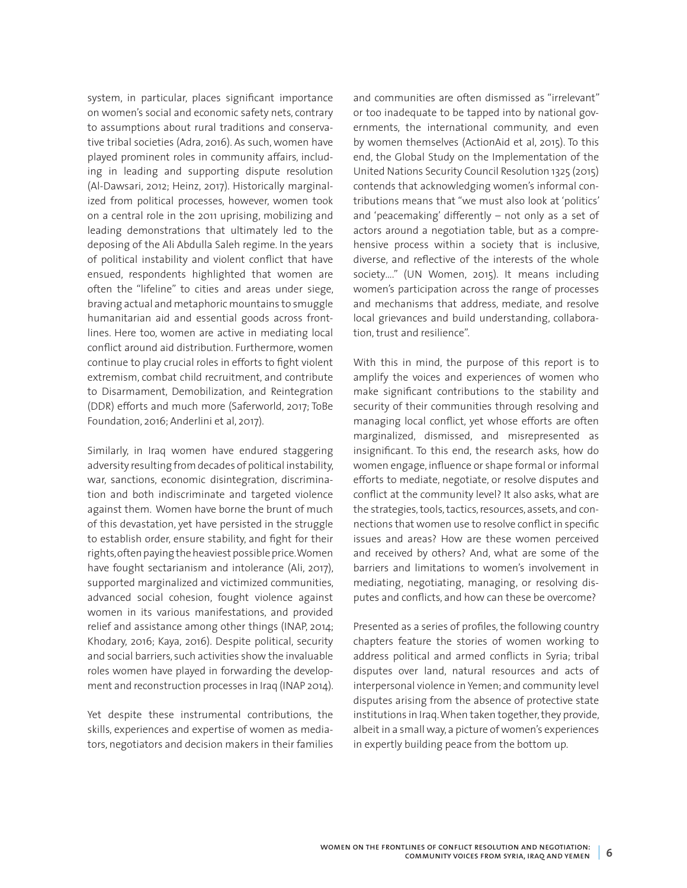system, in particular, places significant importance on women's social and economic safety nets, contrary to assumptions about rural traditions and conservative tribal societies (Adra, 2016). As such, women have played prominent roles in community affairs, including in leading and supporting dispute resolution (Al-Dawsari, 2012; Heinz, 2017). Historically marginalized from political processes, however, women took on a central role in the 2011 uprising, mobilizing and leading demonstrations that ultimately led to the deposing of the Ali Abdulla Saleh regime. In the years of political instability and violent conflict that have ensued, respondents highlighted that women are often the "lifeline" to cities and areas under siege, braving actual and metaphoric mountains to smuggle humanitarian aid and essential goods across frontlines. Here too, women are active in mediating local conflict around aid distribution. Furthermore, women continue to play crucial roles in efforts to fight violent extremism, combat child recruitment, and contribute to Disarmament, Demobilization, and Reintegration (DDR) efforts and much more (Saferworld, 2017; ToBe Foundation, 2016; Anderlini et al, 2017).

Similarly, in Iraq women have endured staggering adversity resulting from decades of political instability, war, sanctions, economic disintegration, discrimination and both indiscriminate and targeted violence against them. Women have borne the brunt of much of this devastation, yet have persisted in the struggle to establish order, ensure stability, and fight for their rights, often paying the heaviest possible price. Women have fought sectarianism and intolerance (Ali, 2017), supported marginalized and victimized communities, advanced social cohesion, fought violence against women in its various manifestations, and provided relief and assistance among other things (INAP, 2014; Khodary, 2016; Kaya, 2016). Despite political, security and social barriers, such activities show the invaluable roles women have played in forwarding the development and reconstruction processes in Iraq (INAP 2014).

Yet despite these instrumental contributions, the skills, experiences and expertise of women as mediators, negotiators and decision makers in their families and communities are often dismissed as "irrelevant" or too inadequate to be tapped into by national governments, the international community, and even by women themselves (ActionAid et al, 2015). To this end, the Global Study on the Implementation of the United Nations Security Council Resolution 1325 (2015) contends that acknowledging women's informal contributions means that "we must also look at 'politics' and 'peacemaking' differently – not only as a set of actors around a negotiation table, but as a comprehensive process within a society that is inclusive, diverse, and reflective of the interests of the whole society…." (UN Women, 2015). It means including women's participation across the range of processes and mechanisms that address, mediate, and resolve local grievances and build understanding, collaboration, trust and resilience".

With this in mind, the purpose of this report is to amplify the voices and experiences of women who make significant contributions to the stability and security of their communities through resolving and managing local conflict, yet whose efforts are often marginalized, dismissed, and misrepresented as insignificant. To this end, the research asks, how do women engage, influence or shape formal or informal efforts to mediate, negotiate, or resolve disputes and conflict at the community level? It also asks, what are the strategies, tools, tactics, resources, assets, and connections that women use to resolve conflict in specific issues and areas? How are these women perceived and received by others? And, what are some of the barriers and limitations to women's involvement in mediating, negotiating, managing, or resolving disputes and conflicts, and how can these be overcome?

Presented as a series of profiles, the following country chapters feature the stories of women working to address political and armed conflicts in Syria; tribal disputes over land, natural resources and acts of interpersonal violence in Yemen; and community level disputes arising from the absence of protective state institutions in Iraq. When taken together, they provide, albeit in a small way, a picture of women's experiences in expertly building peace from the bottom up.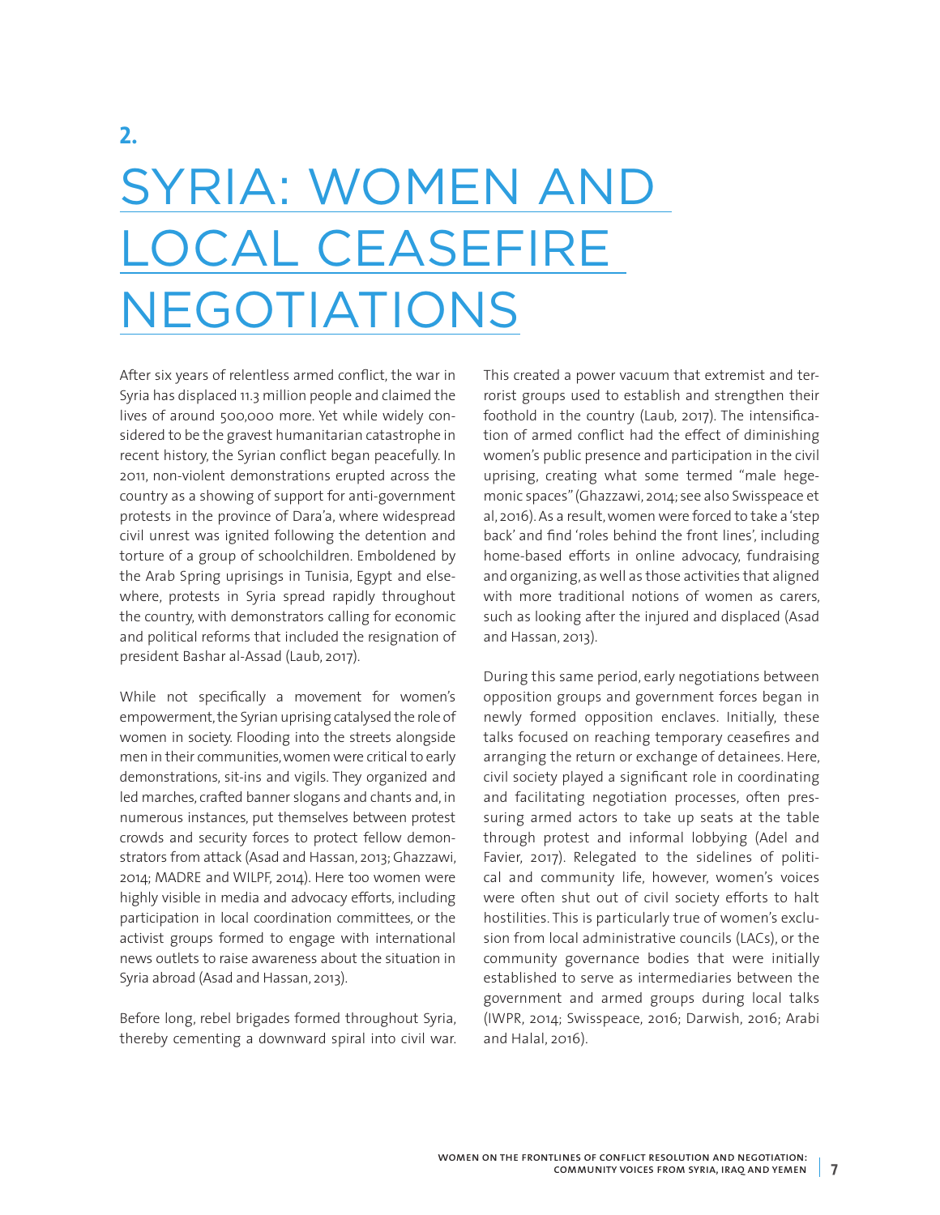# 2. SYRIA: WOMEN AND LOCAL CEASEFIRE NEGOTIATIONS

After six years of relentless armed conflict, the war in Syria has displaced 11.3 million people and claimed the lives of around 500,000 more. Yet while widely considered to be the gravest humanitarian catastrophe in recent history, the Syrian conflict began peacefully. In 2011, non-violent demonstrations erupted across the country as a showing of support for anti-government protests in the province of Dara'a, where widespread civil unrest was ignited following the detention and torture of a group of schoolchildren. Emboldened by the Arab Spring uprisings in Tunisia, Egypt and elsewhere, protests in Syria spread rapidly throughout the country, with demonstrators calling for economic and political reforms that included the resignation of president Bashar al-Assad (Laub, 2017).

While not specifically a movement for women's empowerment, the Syrian uprising catalysed the role of women in society. Flooding into the streets alongside men in their communities, women were critical to early demonstrations, sit-ins and vigils. They organized and led marches, crafted banner slogans and chants and, in numerous instances, put themselves between protest crowds and security forces to protect fellow demonstrators from attack (Asad and Hassan, 2013; Ghazzawi, 2014; MADRE and WILPF, 2014). Here too women were highly visible in media and advocacy efforts, including participation in local coordination committees, or the activist groups formed to engage with international news outlets to raise awareness about the situation in Syria abroad (Asad and Hassan, 2013).

Before long, rebel brigades formed throughout Syria, thereby cementing a downward spiral into civil war. This created a power vacuum that extremist and terrorist groups used to establish and strengthen their foothold in the country (Laub, 2017). The intensification of armed conflict had the effect of diminishing women's public presence and participation in the civil uprising, creating what some termed "male hegemonic spaces" (Ghazzawi, 2014; see also Swisspeace et al, 2016). As a result, women were forced to take a 'step back' and find 'roles behind the front lines', including home-based efforts in online advocacy, fundraising and organizing, as well as those activities that aligned with more traditional notions of women as carers, such as looking after the injured and displaced (Asad and Hassan, 2013).

During this same period, early negotiations between opposition groups and government forces began in newly formed opposition enclaves. Initially, these talks focused on reaching temporary ceasefires and arranging the return or exchange of detainees. Here, civil society played a significant role in coordinating and facilitating negotiation processes, often pressuring armed actors to take up seats at the table through protest and informal lobbying (Adel and Favier, 2017). Relegated to the sidelines of political and community life, however, women's voices were often shut out of civil society efforts to halt hostilities. This is particularly true of women's exclusion from local administrative councils (LACs), or the community governance bodies that were initially established to serve as intermediaries between the government and armed groups during local talks (IWPR, 2014; Swisspeace, 2016; Darwish, 2016; Arabi and Halal, 2016).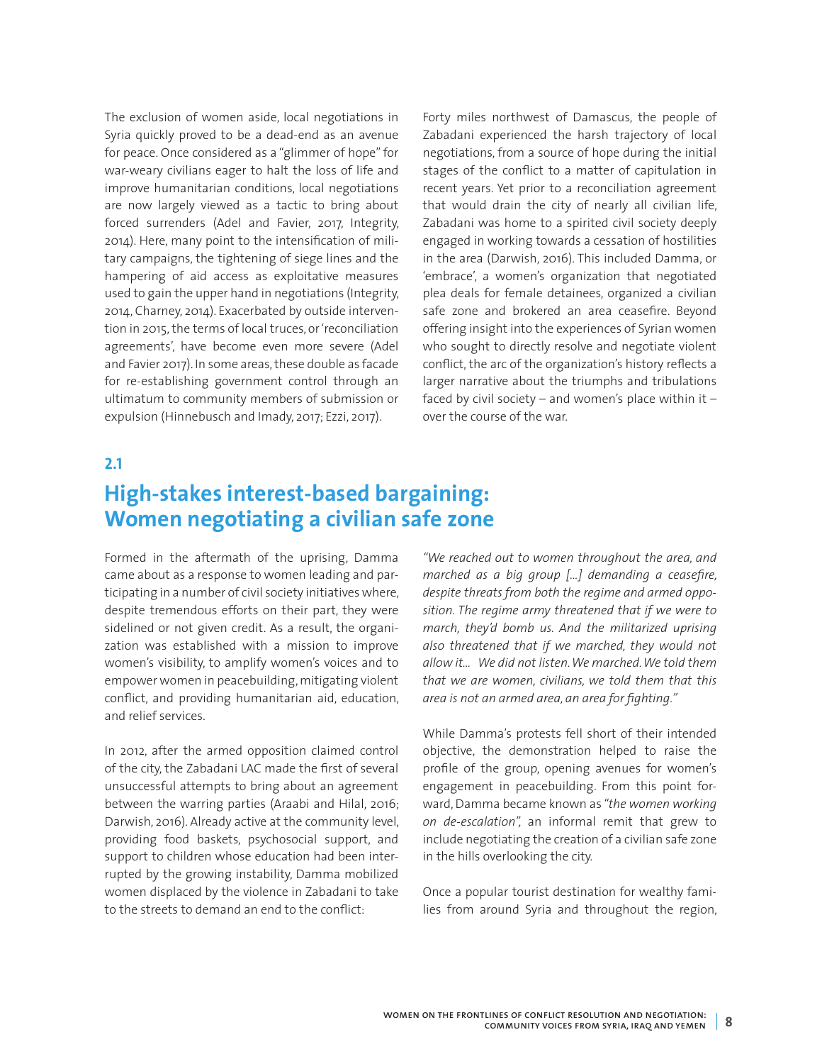The exclusion of women aside, local negotiations in Syria quickly proved to be a dead-end as an avenue for peace. Once considered as a "glimmer of hope" for war-weary civilians eager to halt the loss of life and improve humanitarian conditions, local negotiations are now largely viewed as a tactic to bring about forced surrenders (Adel and Favier, 2017, Integrity, 2014). Here, many point to the intensification of military campaigns, the tightening of siege lines and the hampering of aid access as exploitative measures used to gain the upper hand in negotiations (Integrity, 2014, Charney, 2014). Exacerbated by outside intervention in 2015, the terms of local truces, or 'reconciliation agreements', have become even more severe (Adel and Favier 2017). In some areas, these double as facade for re-establishing government control through an ultimatum to community members of submission or expulsion (Hinnebusch and Imady, 2017; Ezzi, 2017).

Forty miles northwest of Damascus, the people of Zabadani experienced the harsh trajectory of local negotiations, from a source of hope during the initial stages of the conflict to a matter of capitulation in recent years. Yet prior to a reconciliation agreement that would drain the city of nearly all civilian life, Zabadani was home to a spirited civil society deeply engaged in working towards a cessation of hostilities in the area (Darwish, 2016). This included Damma, or 'embrace', a women's organization that negotiated plea deals for female detainees, organized a civilian safe zone and brokered an area ceasefire. Beyond offering insight into the experiences of Syrian women who sought to directly resolve and negotiate violent conflict, the arc of the organization's history reflects a larger narrative about the triumphs and tribulations faced by civil society – and women's place within it – over the course of the war.

## 2.1

## High-stakes interest-based bargaining: Women negotiating a civilian safe zone

Formed in the aftermath of the uprising, Damma came about as a response to women leading and participating in a number of civil society initiatives where, despite tremendous efforts on their part, they were sidelined or not given credit. As a result, the organization was established with a mission to improve women's visibility, to amplify women's voices and to empower women in peacebuilding, mitigating violent conflict, and providing humanitarian aid, education, and relief services.

In 2012, after the armed opposition claimed control of the city, the Zabadani LAC made the first of several unsuccessful attempts to bring about an agreement between the warring parties (Araabi and Hilal, 2016; Darwish, 2016). Already active at the community level, providing food baskets, psychosocial support, and support to children whose education had been interrupted by the growing instability, Damma mobilized women displaced by the violence in Zabadani to take to the streets to demand an end to the conflict:

*"We reached out to women throughout the area, and marched as a big group [...] demanding a ceasefire, despite threats from both the regime and armed opposition. The regime army threatened that if we were to march, they'd bomb us. And the militarized uprising also threatened that if we marched, they would not allow it... We did not listen. We marched. We told them that we are women, civilians, we told them that this area is not an armed area, an area for fighting."*

While Damma's protests fell short of their intended objective, the demonstration helped to raise the profile of the group, opening avenues for women's engagement in peacebuilding. From this point forward, Damma became known as *"the women working on de-escalation"*, an informal remit that grew to include negotiating the creation of a civilian safe zone in the hills overlooking the city.

Once a popular tourist destination for wealthy families from around Syria and throughout the region,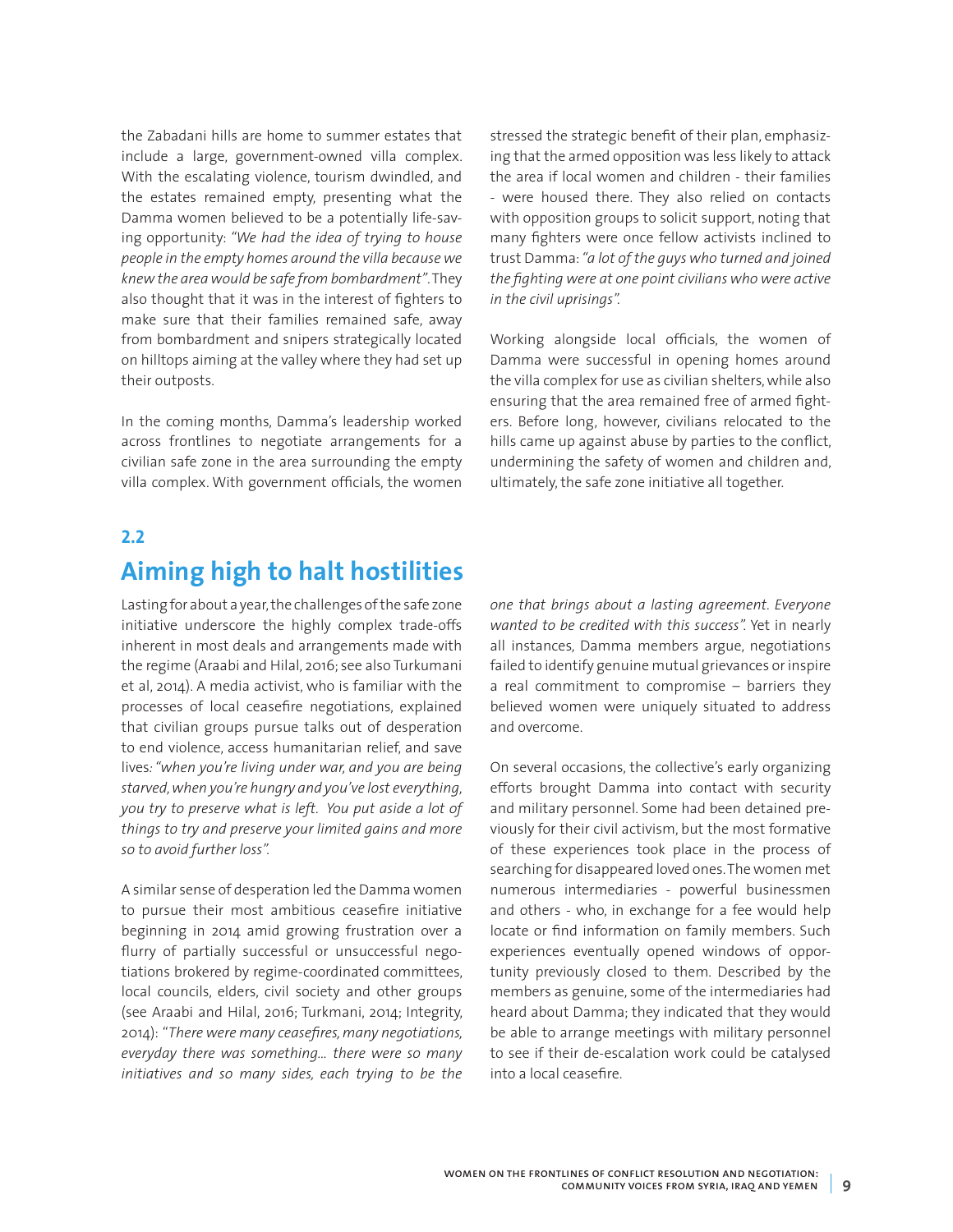the Zabadani hills are home to summer estates that include a large, government-owned villa complex. With the escalating violence, tourism dwindled, and the estates remained empty, presenting what the Damma women believed to be a potentially life-saving opportunity: *"We had the idea of trying to house people in the empty homes around the villa because we knew the area would be safe from bombardment"*. They also thought that it was in the interest of fighters to make sure that their families remained safe, away from bombardment and snipers strategically located on hilltops aiming at the valley where they had set up their outposts.

In the coming months, Damma's leadership worked across frontlines to negotiate arrangements for a civilian safe zone in the area surrounding the empty villa complex. With government officials, the women stressed the strategic benefit of their plan, emphasizing that the armed opposition was less likely to attack the area if local women and children - their families - were housed there. They also relied on contacts with opposition groups to solicit support, noting that many fighters were once fellow activists inclined to trust Damma: *"a lot of the guys who turned and joined the fighting were at one point civilians who were active in the civil uprisings"*.

Working alongside local officials, the women of Damma were successful in opening homes around the villa complex for use as civilian shelters, while also ensuring that the area remained free of armed fighters. Before long, however, civilians relocated to the hills came up against abuse by parties to the conflict, undermining the safety of women and children and, ultimately, the safe zone initiative all together.

## 2.2

## Aiming high to halt hostilities

Lasting for about a year, the challenges of the safe zone initiative underscore the highly complex trade-offs inherent in most deals and arrangements made with the regime (Araabi and Hilal, 2016; see also Turkumani et al, 2014). A media activist, who is familiar with the processes of local ceasefire negotiations, explained that civilian groups pursue talks out of desperation to end violence, access humanitarian relief, and save lives: *"when you're living under war, and you are being starved, when you're hungry and you've lost everything, you try to preserve what is left. You put aside a lot of things to try and preserve your limited gains and more so to avoid further loss"*.

A similar sense of desperation led the Damma women to pursue their most ambitious ceasefire initiative beginning in 2014 amid growing frustration over a flurry of partially successful or unsuccessful negotiations brokered by regime-coordinated committees, local councils, elders, civil society and other groups (see Araabi and Hilal, 2016; Turkmani, 2014; Integrity, 2014): "*There were many ceasefires, many negotiations, everyday there was something... there were so many initiatives and so many sides, each trying to be the one that brings about a lasting agreement. Everyone wanted to be credited with this success"*. Yet in nearly all instances, Damma members argue, negotiations failed to identify genuine mutual grievances or inspire a real commitment to compromise – barriers they believed women were uniquely situated to address and overcome.

On several occasions, the collective's early organizing efforts brought Damma into contact with security and military personnel. Some had been detained previously for their civil activism, but the most formative of these experiences took place in the process of searching for disappeared loved ones. The women met numerous intermediaries - powerful businessmen and others - who, in exchange for a fee would help locate or find information on family members. Such experiences eventually opened windows of opportunity previously closed to them. Described by the members as genuine, some of the intermediaries had heard about Damma; they indicated that they would be able to arrange meetings with military personnel to see if their de-escalation work could be catalysed into a local ceasefire.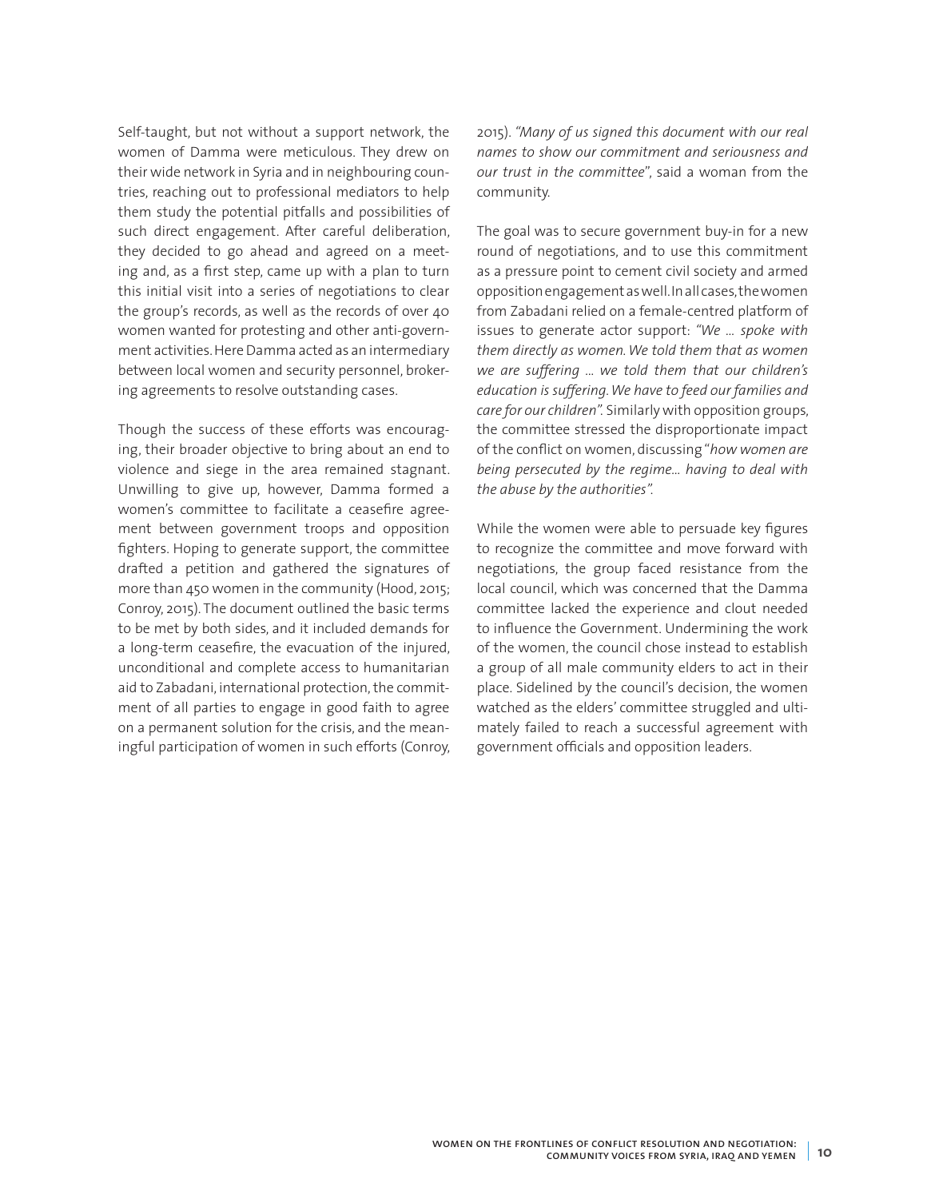Self-taught, but not without a support network, the women of Damma were meticulous. They drew on their wide network in Syria and in neighbouring countries, reaching out to professional mediators to help them study the potential pitfalls and possibilities of such direct engagement. After careful deliberation, they decided to go ahead and agreed on a meeting and, as a first step, came up with a plan to turn this initial visit into a series of negotiations to clear the group's records, as well as the records of over 40 women wanted for protesting and other anti-government activities. Here Damma acted as an intermediary between local women and security personnel, brokering agreements to resolve outstanding cases.

Though the success of these efforts was encouraging, their broader objective to bring about an end to violence and siege in the area remained stagnant. Unwilling to give up, however, Damma formed a women's committee to facilitate a ceasefire agreement between government troops and opposition fighters. Hoping to generate support, the committee drafted a petition and gathered the signatures of more than 450 women in the community (Hood, 2015; Conroy, 2015). The document outlined the basic terms to be met by both sides, and it included demands for a long-term ceasefire, the evacuation of the injured, unconditional and complete access to humanitarian aid to Zabadani, international protection, the commitment of all parties to engage in good faith to agree on a permanent solution for the crisis, and the meaningful participation of women in such efforts (Conroy, 2015). *"Many of us signed this document with our real names to show our commitment and seriousness and our trust in the committee"*, said a woman from the community.

The goal was to secure government buy-in for a new round of negotiations, and to use this commitment as a pressure point to cement civil society and armed opposition engagement as well. In all cases, the women from Zabadani relied on a female-centred platform of issues to generate actor support: *"We … spoke with them directly as women. We told them that as women we are suffering … we told them that our children's education is suffering. We have to feed our families and care for our children"*. Similarly with opposition groups, the committee stressed the disproportionate impact of the conflict on women, discussing "*how women are being persecuted by the regime… having to deal with the abuse by the authorities"*.

While the women were able to persuade key figures to recognize the committee and move forward with negotiations, the group faced resistance from the local council, which was concerned that the Damma committee lacked the experience and clout needed to influence the Government. Undermining the work of the women, the council chose instead to establish a group of all male community elders to act in their place. Sidelined by the council's decision, the women watched as the elders' committee struggled and ultimately failed to reach a successful agreement with government officials and opposition leaders.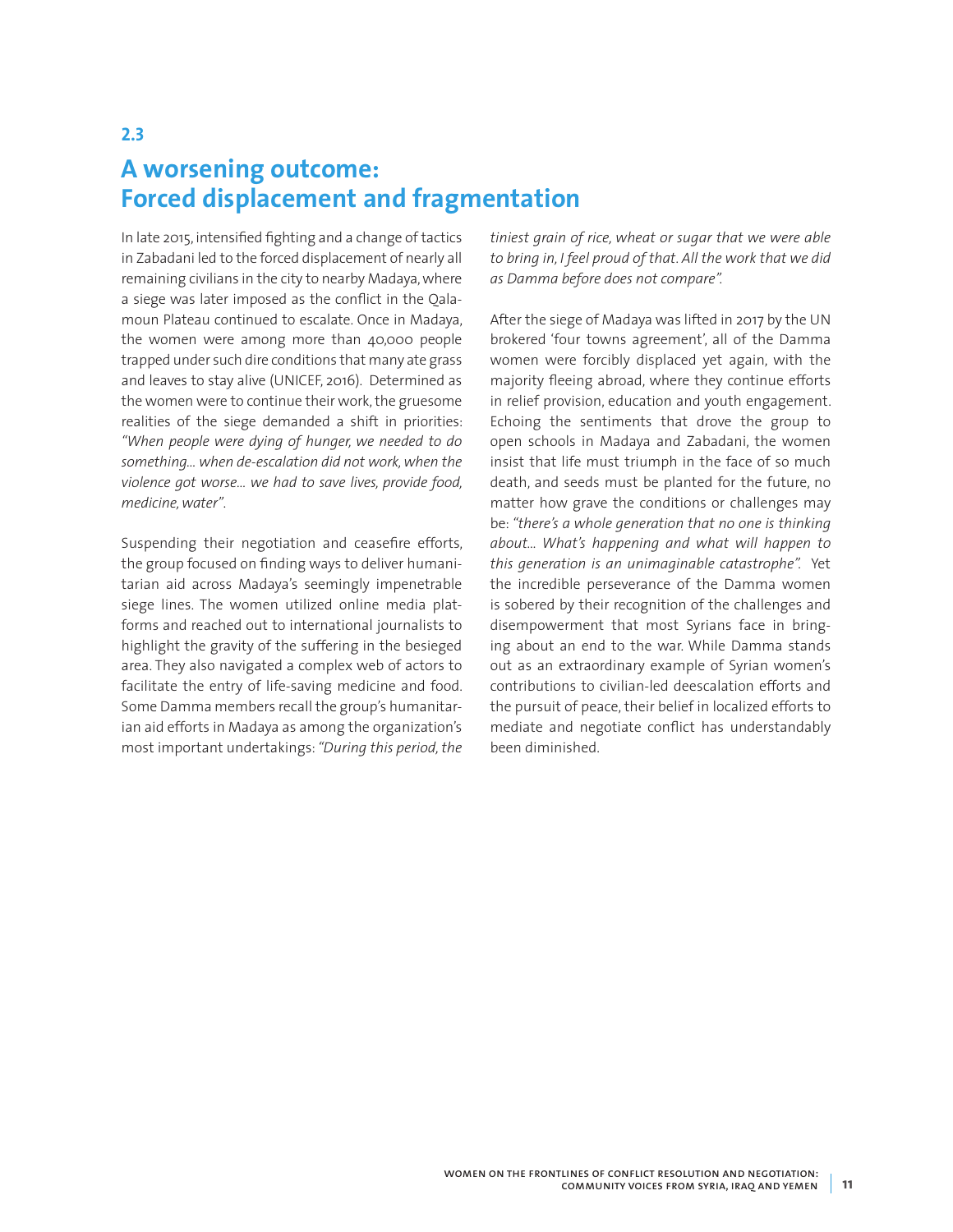## 2.3

# A worsening outcome: Forced displacement and fragmentation

In late 2015, intensified fighting and a change of tactics in Zabadani led to the forced displacement of nearly all remaining civilians in the city to nearby Madaya, where a siege was later imposed as the conflict in the Qalamoun Plateau continued to escalate. Once in Madaya, the women were among more than 40,000 people trapped under such dire conditions that many ate grass and leaves to stay alive (UNICEF, 2016). Determined as the women were to continue their work, the gruesome realities of the siege demanded a shift in priorities: *"When people were dying of hunger, we needed to do something... when de-escalation did not work, when the violence got worse... we had to save lives, provide food, medicine, water"*.

Suspending their negotiation and ceasefire efforts, the group focused on finding ways to deliver humanitarian aid across Madaya's seemingly impenetrable siege lines. The women utilized online media platforms and reached out to international journalists to highlight the gravity of the suffering in the besieged area. They also navigated a complex web of actors to facilitate the entry of life-saving medicine and food. Some Damma members recall the group's humanitarian aid efforts in Madaya as among the organization's most important undertakings: *"During this period, the tiniest grain of rice, wheat or sugar that we were able to bring in, I feel proud of that. All the work that we did as Damma before does not compare"*.

After the siege of Madaya was lifted in 2017 by the UN brokered 'four towns agreement', all of the Damma women were forcibly displaced yet again, with the majority fleeing abroad, where they continue efforts in relief provision, education and youth engagement. Echoing the sentiments that drove the group to open schools in Madaya and Zabadani, the women insist that life must triumph in the face of so much death, and seeds must be planted for the future, no matter how grave the conditions or challenges may be: *"there's a whole generation that no one is thinking about... What's happening and what will happen to this generation is an unimaginable catastrophe"*. Yet the incredible perseverance of the Damma women is sobered by their recognition of the challenges and disempowerment that most Syrians face in bringing about an end to the war. While Damma stands out as an extraordinary example of Syrian women's contributions to civilian-led deescalation efforts and the pursuit of peace, their belief in localized efforts to mediate and negotiate conflict has understandably been diminished.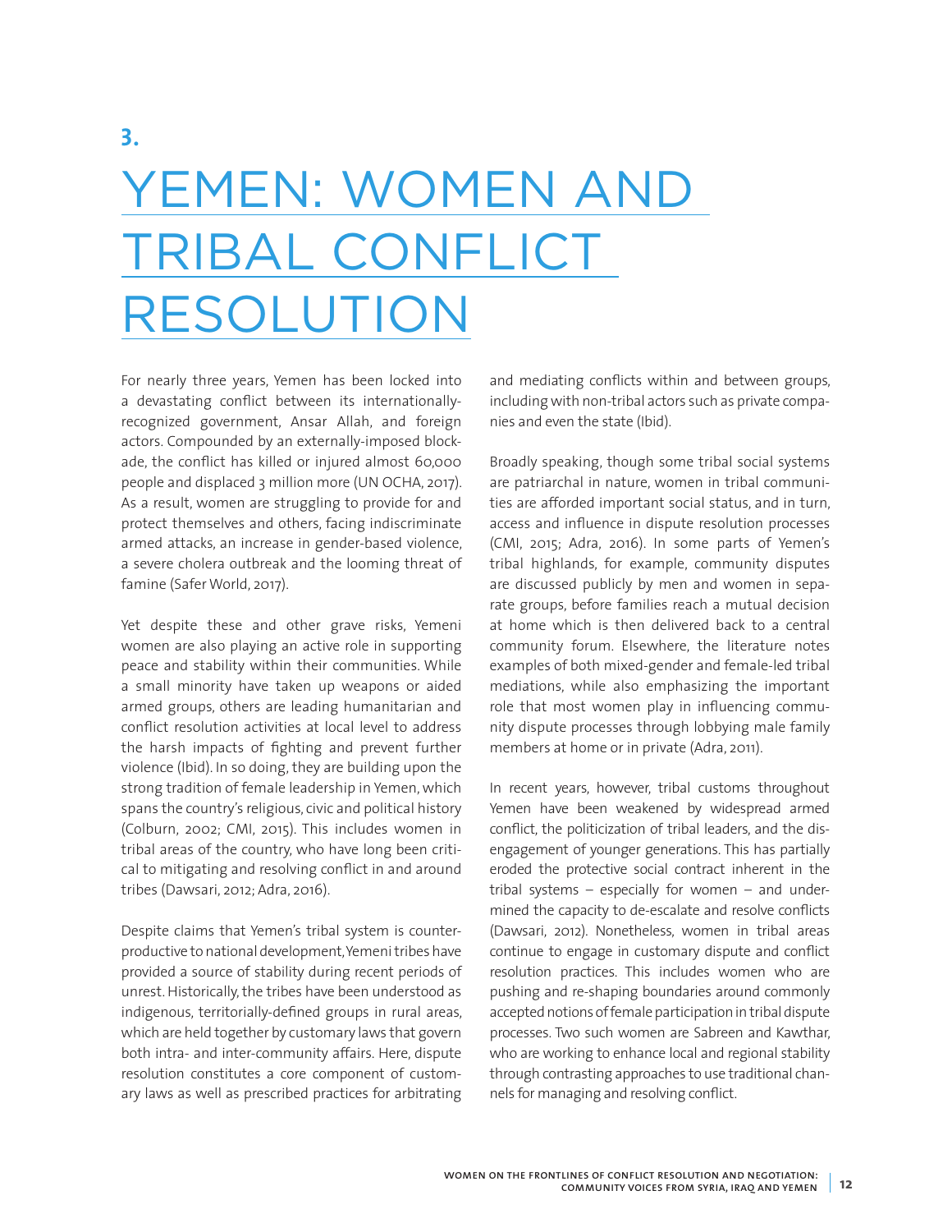# 3. YEMEN: WOMEN AND TRIBAL CONFLICT RESOLUTION

For nearly three years, Yemen has been locked into a devastating conflict between its internationally-recognized government, Ansar Allah, and foreign actors. Compounded by an externally-imposed blockade, the conflict has killed or injured almost 60,000 people and displaced 3 million more (UN OCHA, 2017). As a result, women are struggling to provide for and protect themselves and others, facing indiscriminate armed attacks, an increase in gender-based violence, a severe cholera outbreak and the looming threat of famine (Safer World, 2017).

Yet despite these and other grave risks, Yemeni women are also playing an active role in supporting peace and stability within their communities. While a small minority have taken up weapons or aided armed groups, others are leading humanitarian and conflict resolution activities at local level to address the harsh impacts of fighting and prevent further violence (Ibid). In so doing, they are building upon the strong tradition of female leadership in Yemen, which spans the country's religious, civic and political history (Colburn, 2002; CMI, 2015). This includes women in tribal areas of the country, who have long been critical to mitigating and resolving conflict in and around tribes (Dawsari, 2012; Adra, 2016).

Despite claims that Yemen's tribal system is counterproductive to national development, Yemeni tribes have provided a source of stability during recent periods of unrest. Historically, the tribes have been understood as indigenous, territorially-defined groups in rural areas, which are held together by customary laws that govern both intra- and inter-community affairs. Here, dispute resolution constitutes a core component of customary laws as well as prescribed practices for arbitrating and mediating conflicts within and between groups, including with non-tribal actors such as private companies and even the state (Ibid).

Broadly speaking, though some tribal social systems are patriarchal in nature, women in tribal communities are afforded important social status, and in turn, access and influence in dispute resolution processes (CMI, 2015; Adra, 2016). In some parts of Yemen's tribal highlands, for example, community disputes are discussed publicly by men and women in separate groups, before families reach a mutual decision at home which is then delivered back to a central community forum. Elsewhere, the literature notes examples of both mixed-gender and female-led tribal mediations, while also emphasizing the important role that most women play in influencing community dispute processes through lobbying male family members at home or in private (Adra, 2011).

In recent years, however, tribal customs throughout Yemen have been weakened by widespread armed conflict, the politicization of tribal leaders, and the disengagement of younger generations. This has partially eroded the protective social contract inherent in the tribal systems – especially for women – and undermined the capacity to de-escalate and resolve conflicts (Dawsari, 2012). Nonetheless, women in tribal areas continue to engage in customary dispute and conflict resolution practices. This includes women who are pushing and re-shaping boundaries around commonly accepted notions of female participation in tribal dispute processes. Two such women are Sabreen and Kawthar, who are working to enhance local and regional stability through contrasting approaches to use traditional channels for managing and resolving conflict.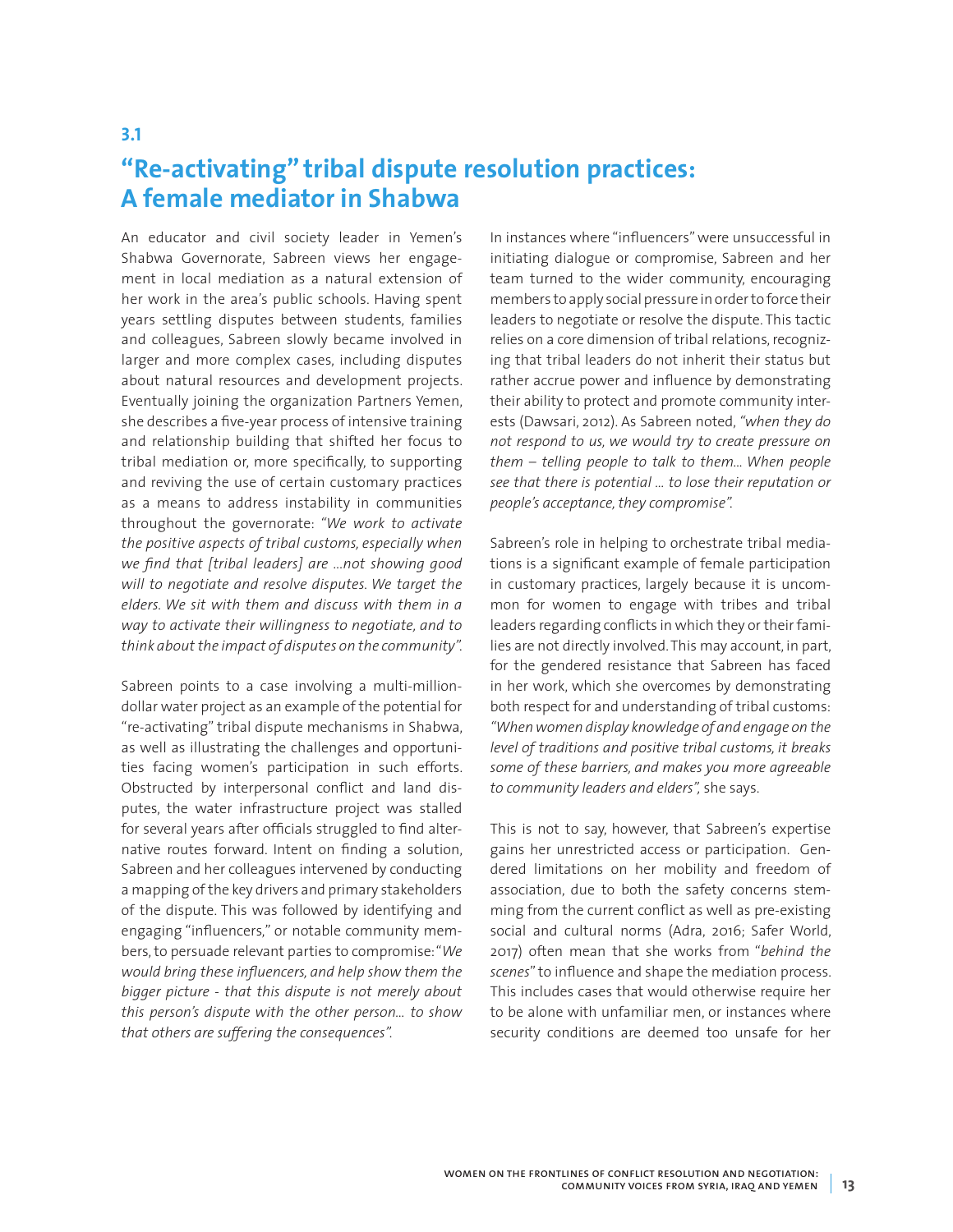## 3.1

# "Re-activating" tribal dispute resolution practices: A female mediator in Shabwa

An educator and civil society leader in Yemen's Shabwa Governorate, Sabreen views her engagement in local mediation as a natural extension of her work in the area's public schools. Having spent years settling disputes between students, families and colleagues, Sabreen slowly became involved in larger and more complex cases, including disputes about natural resources and development projects. Eventually joining the organization Partners Yemen, she describes a five-year process of intensive training and relationship building that shifted her focus to tribal mediation or, more specifically, to supporting and reviving the use of certain customary practices as a means to address instability in communities throughout the governorate: *"We work to activate the positive aspects of tribal customs, especially when we find that [tribal leaders] are …not showing good will to negotiate and resolve disputes. We target the elders. We sit with them and discuss with them in a way to activate their willingness to negotiate, and to think about the impact of disputes on the community".*

Sabreen points to a case involving a multi-million-dollar water project as an example of the potential for "re-activating" tribal dispute mechanisms in Shabwa, as well as illustrating the challenges and opportunities facing women's participation in such efforts. Obstructed by interpersonal conflict and land disputes, the water infrastructure project was stalled for several years after officials struggled to find alternative routes forward. Intent on finding a solution, Sabreen and her colleagues intervened by conducting a mapping of the key drivers and primary stakeholders of the dispute. This was followed by identifying and engaging "influencers," or notable community members, to persuade relevant parties to compromise: "*We would bring these influencers, and help show them the bigger picture - that this dispute is not merely about this person's dispute with the other person… to show that others are suffering the consequences".*

In instances where "influencers" were unsuccessful in initiating dialogue or compromise, Sabreen and her team turned to the wider community, encouraging members to apply social pressure in order to force their leaders to negotiate or resolve the dispute. This tactic relies on a core dimension of tribal relations, recognizing that tribal leaders do not inherit their status but rather accrue power and influence by demonstrating their ability to protect and promote community interests (Dawsari, 2012). As Sabreen noted, *"when they do not respond to us, we would try to create pressure on them – telling people to talk to them… When people see that there is potential … to lose their reputation or people's acceptance, they compromise".*

Sabreen's role in helping to orchestrate tribal mediations is a significant example of female participation in customary practices, largely because it is uncommon for women to engage with tribes and tribal leaders regarding conflicts in which they or their families are not directly involved. This may account, in part, for the gendered resistance that Sabreen has faced in her work, which she overcomes by demonstrating both respect for and understanding of tribal customs: *"When women display knowledge of and engage on the level of traditions and positive tribal customs, it breaks some of these barriers, and makes you more agreeable to community leaders and elders",* she says.

This is not to say, however, that Sabreen's expertise gains her unrestricted access or participation. Gendered limitations on her mobility and freedom of association, due to both the safety concerns stemming from the current conflict as well as pre-existing social and cultural norms (Adra, 2016; Safer World, 2017) often mean that she works from "*behind the scenes*" to influence and shape the mediation process. This includes cases that would otherwise require her to be alone with unfamiliar men, or instances where security conditions are deemed too unsafe for her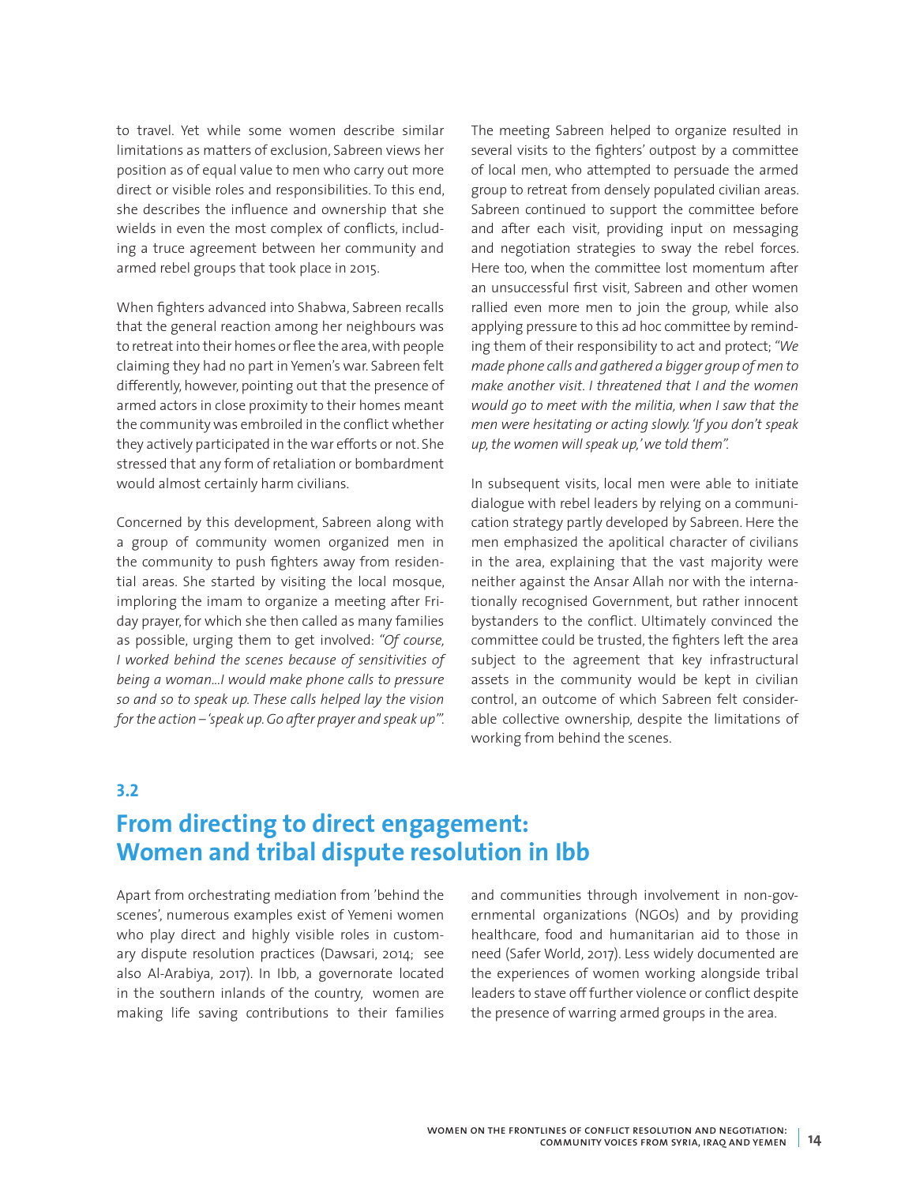to travel. Yet while some women describe similar limitations as matters of exclusion, Sabreen views her position as of equal value to men who carry out more direct or visible roles and responsibilities. To this end, she describes the influence and ownership that she wields in even the most complex of conflicts, including a truce agreement between her community and armed rebel groups that took place in 2015.

When fighters advanced into Shabwa, Sabreen recalls that the general reaction among her neighbours was to retreat into their homes or flee the area, with people claiming they had no part in Yemen's war. Sabreen felt differently, however, pointing out that the presence of armed actors in close proximity to their homes meant the community was embroiled in the conflict whether they actively participated in the war efforts or not. She stressed that any form of retaliation or bombardment would almost certainly harm civilians.

Concerned by this development, Sabreen along with a group of community women organized men in the community to push fighters away from residential areas. She started by visiting the local mosque, imploring the imam to organize a meeting after Friday prayer, for which she then called as many families as possible, urging them to get involved: *"Of course, I worked behind the scenes because of sensitivities of being a woman…I would make phone calls to pressure so and so to speak up. These calls helped lay the vision for the action – 'speak up. Go after prayer and speak up'"*.

The meeting Sabreen helped to organize resulted in several visits to the fighters' outpost by a committee of local men, who attempted to persuade the armed group to retreat from densely populated civilian areas. Sabreen continued to support the committee before and after each visit, providing input on messaging and negotiation strategies to sway the rebel forces. Here too, when the committee lost momentum after an unsuccessful first visit, Sabreen and other women rallied even more men to join the group, while also applying pressure to this ad hoc committee by reminding them of their responsibility to act and protect; *"We made phone calls and gathered a bigger group of men to make another visit. I threatened that I and the women would go to meet with the militia, when I saw that the men were hesitating or acting slowly. 'If you don't speak up, the women will speak up,' we told them"*.

In subsequent visits, local men were able to initiate dialogue with rebel leaders by relying on a communication strategy partly developed by Sabreen. Here the men emphasized the apolitical character of civilians in the area, explaining that the vast majority were neither against the Ansar Allah nor with the internationally recognised Government, but rather innocent bystanders to the conflict. Ultimately convinced the committee could be trusted, the fighters left the area subject to the agreement that key infrastructural assets in the community would be kept in civilian control, an outcome of which Sabreen felt considerable collective ownership, despite the limitations of working from behind the scenes.

### 3.2

## From directing to direct engagement: Women and tribal dispute resolution in Ibb

Apart from orchestrating mediation from 'behind the scenes', numerous examples exist of Yemeni women who play direct and highly visible roles in customary dispute resolution practices (Dawsari, 2014; see also Al-Arabiya, 2017). In Ibb, a governorate located in the southern inlands of the country, women are making life saving contributions to their families and communities through involvement in non-governmental organizations (NGOs) and by providing healthcare, food and humanitarian aid to those in need (Safer World, 2017). Less widely documented are the experiences of women working alongside tribal leaders to stave off further violence or conflict despite the presence of warring armed groups in the area.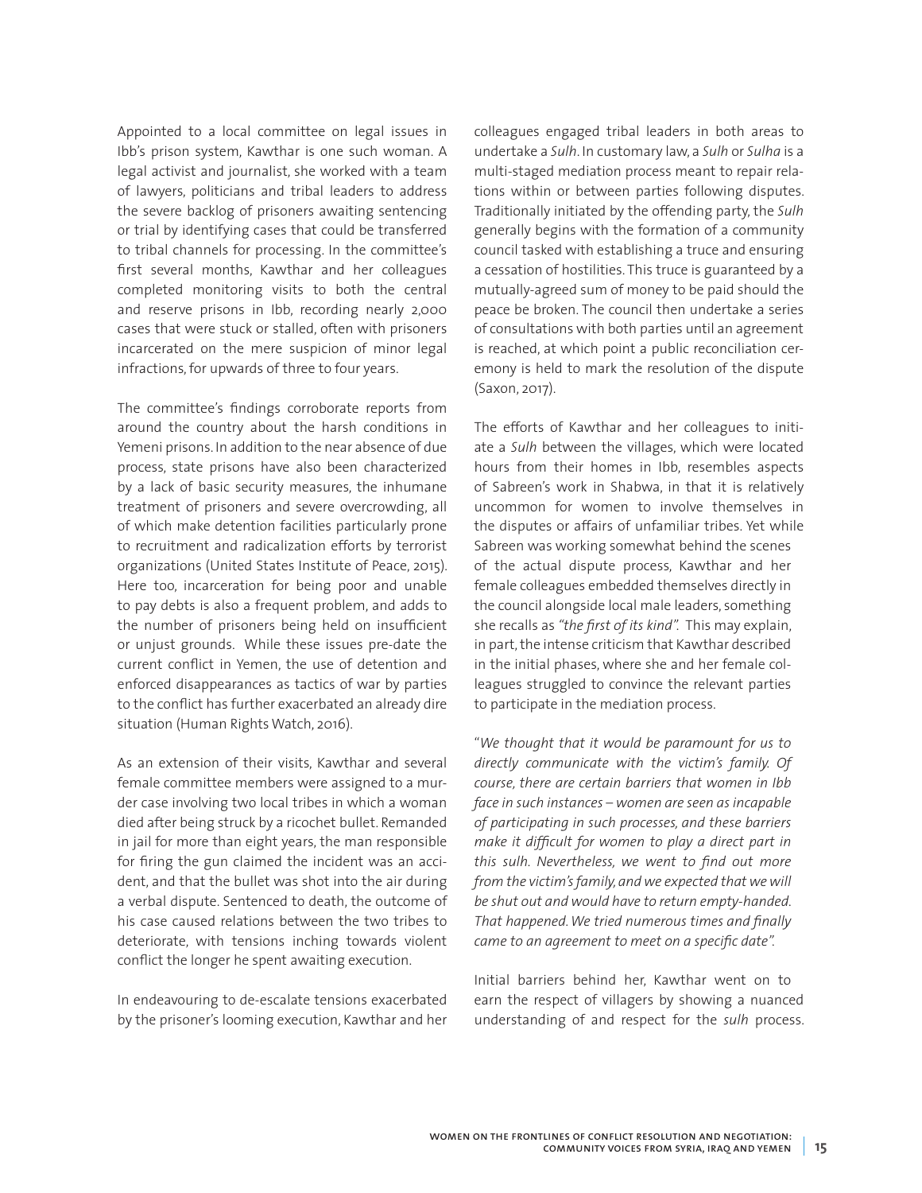Appointed to a local committee on legal issues in Ibb's prison system, Kawthar is one such woman. A legal activist and journalist, she worked with a team of lawyers, politicians and tribal leaders to address the severe backlog of prisoners awaiting sentencing or trial by identifying cases that could be transferred to tribal channels for processing. In the committee's first several months, Kawthar and her colleagues completed monitoring visits to both the central and reserve prisons in Ibb, recording nearly 2,000 cases that were stuck or stalled, often with prisoners incarcerated on the mere suspicion of minor legal infractions, for upwards of three to four years.

The committee's findings corroborate reports from around the country about the harsh conditions in Yemeni prisons. In addition to the near absence of due process, state prisons have also been characterized by a lack of basic security measures, the inhumane treatment of prisoners and severe overcrowding, all of which make detention facilities particularly prone to recruitment and radicalization efforts by terrorist organizations (United States Institute of Peace, 2015). Here too, incarceration for being poor and unable to pay debts is also a frequent problem, and adds to the number of prisoners being held on insufficient or unjust grounds. While these issues pre-date the current conflict in Yemen, the use of detention and enforced disappearances as tactics of war by parties to the conflict has further exacerbated an already dire situation (Human Rights Watch, 2016).

As an extension of their visits, Kawthar and several female committee members were assigned to a murder case involving two local tribes in which a woman died after being struck by a ricochet bullet. Remanded in jail for more than eight years, the man responsible for firing the gun claimed the incident was an accident, and that the bullet was shot into the air during a verbal dispute. Sentenced to death, the outcome of his case caused relations between the two tribes to deteriorate, with tensions inching towards violent conflict the longer he spent awaiting execution.

In endeavouring to de-escalate tensions exacerbated by the prisoner's looming execution, Kawthar and her colleagues engaged tribal leaders in both areas to undertake a *Sulh*. In customary law, a *Sulh* or *Sulha* is a multi-staged mediation process meant to repair relations within or between parties following disputes. Traditionally initiated by the offending party, the *Sulh* generally begins with the formation of a community council tasked with establishing a truce and ensuring a cessation of hostilities. This truce is guaranteed by a mutually-agreed sum of money to be paid should the peace be broken. The council then undertake a series of consultations with both parties until an agreement is reached, at which point a public reconciliation ceremony is held to mark the resolution of the dispute (Saxon, 2017).

The efforts of Kawthar and her colleagues to initiate a *Sulh* between the villages, which were located hours from their homes in Ibb, resembles aspects of Sabreen's work in Shabwa, in that it is relatively uncommon for women to involve themselves in the disputes or affairs of unfamiliar tribes. Yet while Sabreen was working somewhat behind the scenes of the actual dispute process, Kawthar and her female colleagues embedded themselves directly in the council alongside local male leaders, something she recalls as *"the first of its kind"*. This may explain, in part, the intense criticism that Kawthar described in the initial phases, where she and her female colleagues struggled to convince the relevant parties to participate in the mediation process.

"*We thought that it would be paramount for us to directly communicate with the victim's family. Of course, there are certain barriers that women in Ibb face in such instances – women are seen as incapable of participating in such processes, and these barriers make it difficult for women to play a direct part in this sulh. Nevertheless, we went to find out more from the victim's family, and we expected that we will be shut out and would have to return empty-handed. That happened. We tried numerous times and finally came to an agreement to meet on a specific date".*

Initial barriers behind her, Kawthar went on to earn the respect of villagers by showing a nuanced understanding of and respect for the *sulh* process.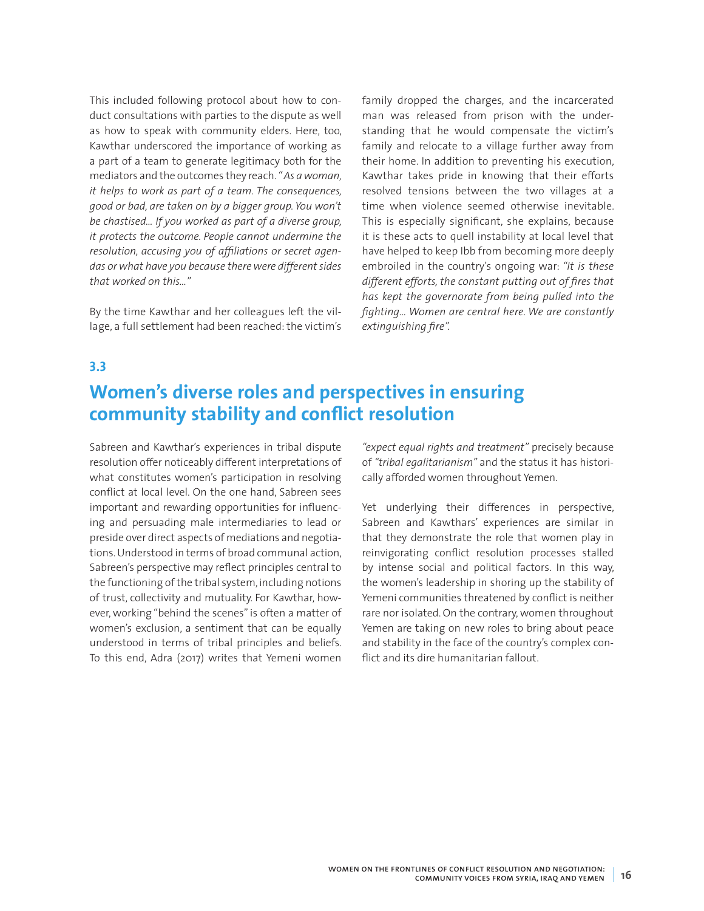This included following protocol about how to conduct consultations with parties to the dispute as well as how to speak with community elders. Here, too, Kawthar underscored the importance of working as a part of a team to generate legitimacy both for the mediators and the outcomes they reach. "*As a woman, it helps to work as part of a team. The consequences, good or bad, are taken on by a bigger group. You won't be chastised... If you worked as part of a diverse group, it protects the outcome. People cannot undermine the resolution, accusing you of affiliations or secret agendas or what have you because there were different sides that worked on this...*"

By the time Kawthar and her colleagues left the village, a full settlement had been reached: the victim's family dropped the charges, and the incarcerated man was released from prison with the understanding that he would compensate the victim's family and relocate to a village further away from their home. In addition to preventing his execution, Kawthar takes pride in knowing that their efforts resolved tensions between the two villages at a time when violence seemed otherwise inevitable. This is especially significant, she explains, because it is these acts to quell instability at local level that have helped to keep Ibb from becoming more deeply embroiled in the country's ongoing war: *"It is these different efforts, the constant putting out of fires that has kept the governorate from being pulled into the fighting... Women are central here. We are constantly extinguishing fire".*

## 3.3

## Women's diverse roles and perspectives in ensuring community stability and conflict resolution

Sabreen and Kawthar's experiences in tribal dispute resolution offer noticeably different interpretations of what constitutes women's participation in resolving conflict at local level. On the one hand, Sabreen sees important and rewarding opportunities for influencing and persuading male intermediaries to lead or preside over direct aspects of mediations and negotiations. Understood in terms of broad communal action, Sabreen's perspective may reflect principles central to the functioning of the tribal system, including notions of trust, collectivity and mutuality. For Kawthar, however, working "behind the scenes" is often a matter of women's exclusion, a sentiment that can be equally understood in terms of tribal principles and beliefs. To this end, Adra (2017) writes that Yemeni women *"expect equal rights and treatment"* precisely because of *"tribal egalitarianism"* and the status it has historically afforded women throughout Yemen.

Yet underlying their differences in perspective, Sabreen and Kawthars' experiences are similar in that they demonstrate the role that women play in reinvigorating conflict resolution processes stalled by intense social and political factors. In this way, the women's leadership in shoring up the stability of Yemeni communities threatened by conflict is neither rare nor isolated. On the contrary, women throughout Yemen are taking on new roles to bring about peace and stability in the face of the country's complex conflict and its dire humanitarian fallout.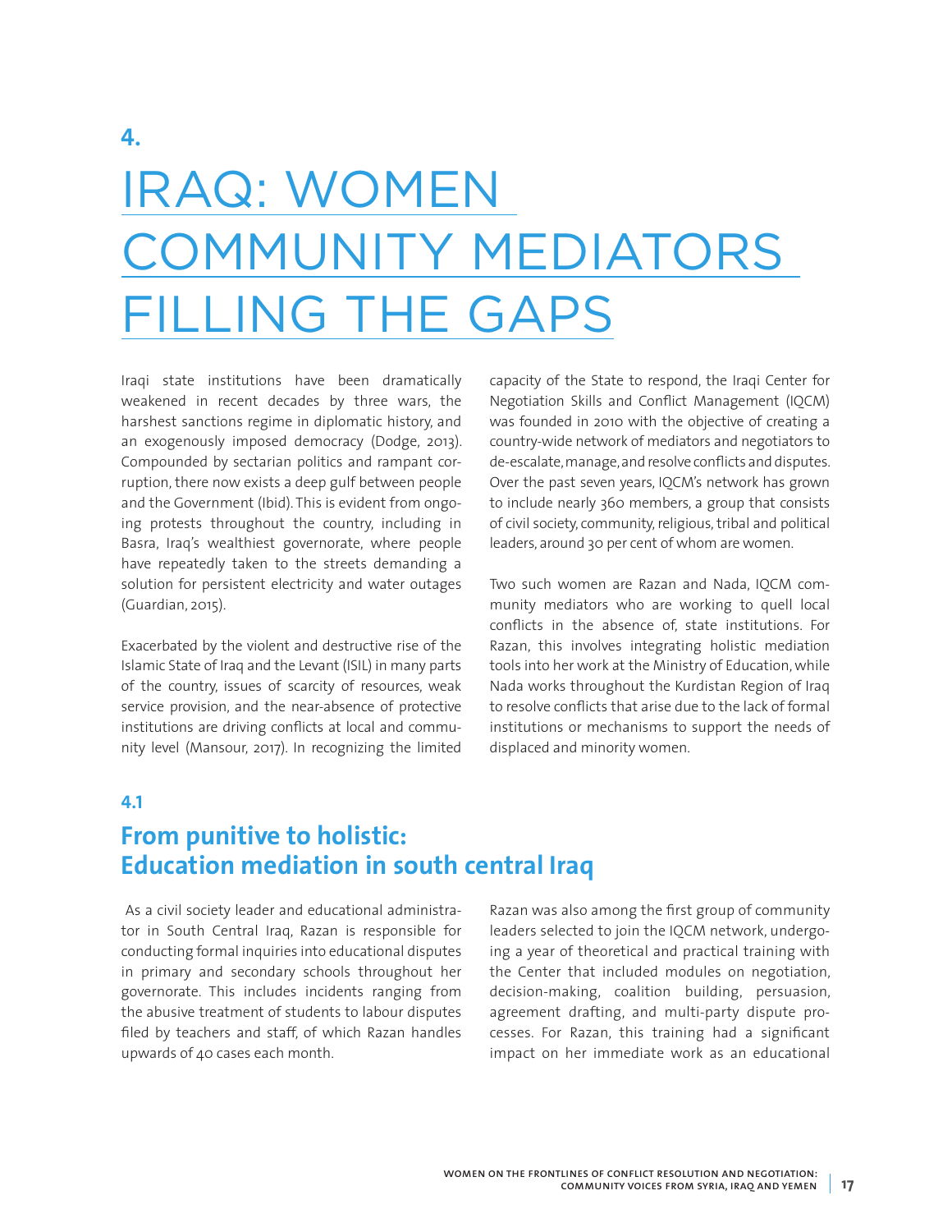# 4.

# IRAQ: WOMEN COMMUNITY MEDIATORS FILLING THE GAPS

Iraqi state institutions have been dramatically weakened in recent decades by three wars, the harshest sanctions regime in diplomatic history, and an exogenously imposed democracy (Dodge, 2013). Compounded by sectarian politics and rampant corruption, there now exists a deep gulf between people and the Government (Ibid). This is evident from ongoing protests throughout the country, including in Basra, Iraq's wealthiest governorate, where people have repeatedly taken to the streets demanding a solution for persistent electricity and water outages (Guardian, 2015).

Exacerbated by the violent and destructive rise of the Islamic State of Iraq and the Levant (ISIL) in many parts of the country, issues of scarcity of resources, weak service provision, and the near-absence of protective institutions are driving conflicts at local and community level (Mansour, 2017). In recognizing the limited capacity of the State to respond, the Iraqi Center for Negotiation Skills and Conflict Management (IQCM) was founded in 2010 with the objective of creating a country-wide network of mediators and negotiators to de-escalate, manage, and resolve conflicts and disputes. Over the past seven years, IQCM's network has grown to include nearly 360 members, a group that consists of civil society, community, religious, tribal and political leaders, around 30 per cent of whom are women.

Two such women are Razan and Nada, IQCM community mediators who are working to quell local conflicts in the absence of, state institutions. For Razan, this involves integrating holistic mediation tools into her work at the Ministry of Education, while Nada works throughout the Kurdistan Region of Iraq to resolve conflicts that arise due to the lack of formal institutions or mechanisms to support the needs of displaced and minority women.

## 4.1

## From punitive to holistic: Education mediation in south central Iraq

As a civil society leader and educational administrator in South Central Iraq, Razan is responsible for conducting formal inquiries into educational disputes in primary and secondary schools throughout her governorate. This includes incidents ranging from the abusive treatment of students to labour disputes filed by teachers and staff, of which Razan handles upwards of 40 cases each month.

Razan was also among the first group of community leaders selected to join the IQCM network, undergoing a year of theoretical and practical training with the Center that included modules on negotiation, decision-making, coalition building, persuasion, agreement drafting, and multi-party dispute processes. For Razan, this training had a significant impact on her immediate work as an educational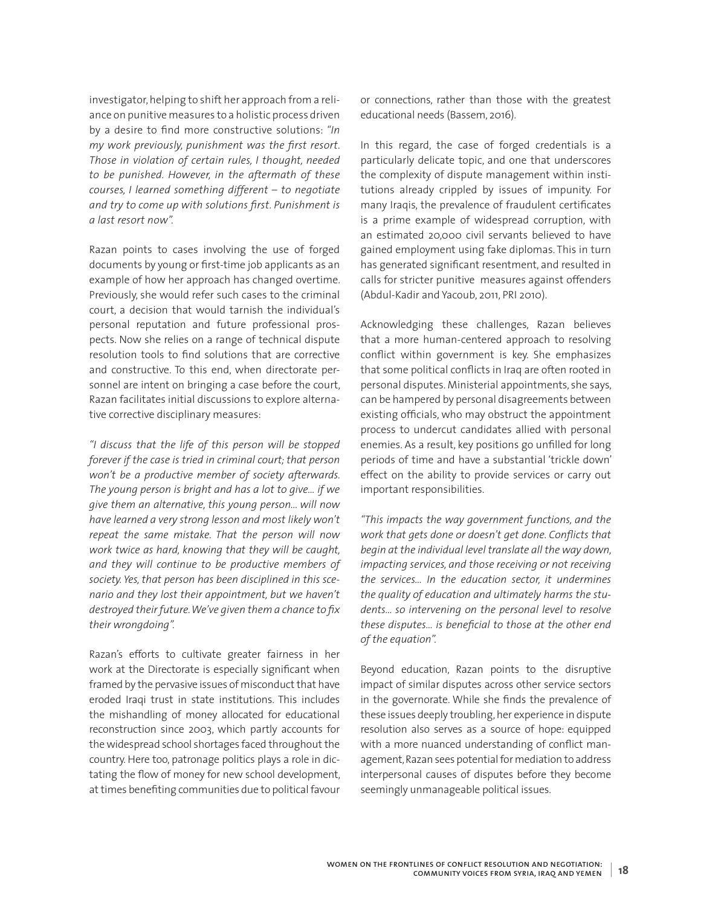investigator, helping to shift her approach from a reliance on punitive measures to a holistic process driven by a desire to find more constructive solutions: *"In my work previously, punishment was the first resort. Those in violation of certain rules, I thought, needed to be punished. However, in the aftermath of these courses, I learned something different – to negotiate and try to come up with solutions first. Punishment is a last resort now".*

Razan points to cases involving the use of forged documents by young or first-time job applicants as an example of how her approach has changed overtime. Previously, she would refer such cases to the criminal court, a decision that would tarnish the individual's personal reputation and future professional prospects. Now she relies on a range of technical dispute resolution tools to find solutions that are corrective and constructive. To this end, when directorate personnel are intent on bringing a case before the court, Razan facilitates initial discussions to explore alternative corrective disciplinary measures:

*"I discuss that the life of this person will be stopped forever if the case is tried in criminal court; that person won't be a productive member of society afterwards. The young person is bright and has a lot to give... if we give them an alternative, this young person... will now have learned a very strong lesson and most likely won't repeat the same mistake. That the person will now work twice as hard, knowing that they will be caught, and they will continue to be productive members of society. Yes, that person has been disciplined in this scenario and they lost their appointment, but we haven't destroyed their future. We've given them a chance to fix their wrongdoing".*

Razan's efforts to cultivate greater fairness in her work at the Directorate is especially significant when framed by the pervasive issues of misconduct that have eroded Iraqi trust in state institutions. This includes the mishandling of money allocated for educational reconstruction since 2003, which partly accounts for the widespread school shortages faced throughout the country. Here too, patronage politics plays a role in dictating the flow of money for new school development, at times benefiting communities due to political favour or connections, rather than those with the greatest educational needs (Bassem, 2016).

In this regard, the case of forged credentials is a particularly delicate topic, and one that underscores the complexity of dispute management within institutions already crippled by issues of impunity. For many Iraqis, the prevalence of fraudulent certificates is a prime example of widespread corruption, with an estimated 20,000 civil servants believed to have gained employment using fake diplomas. This in turn has generated significant resentment, and resulted in calls for stricter punitive measures against offenders (Abdul-Kadir and Yacoub, 2011, PRI 2010).

Acknowledging these challenges, Razan believes that a more human-centered approach to resolving conflict within government is key. She emphasizes that some political conflicts in Iraq are often rooted in personal disputes. Ministerial appointments, she says, can be hampered by personal disagreements between existing officials, who may obstruct the appointment process to undercut candidates allied with personal enemies. As a result, key positions go unfilled for long periods of time and have a substantial 'trickle down' effect on the ability to provide services or carry out important responsibilities.

*"This impacts the way government functions, and the work that gets done or doesn't get done. Conflicts that begin at the individual level translate all the way down, impacting services, and those receiving or not receiving the services... In the education sector, it undermines the quality of education and ultimately harms the students... so intervening on the personal level to resolve these disputes... is beneficial to those at the other end of the equation".*

Beyond education, Razan points to the disruptive impact of similar disputes across other service sectors in the governorate. While she finds the prevalence of these issues deeply troubling, her experience in dispute resolution also serves as a source of hope: equipped with a more nuanced understanding of conflict management, Razan sees potential for mediation to address interpersonal causes of disputes before they become seemingly unmanageable political issues.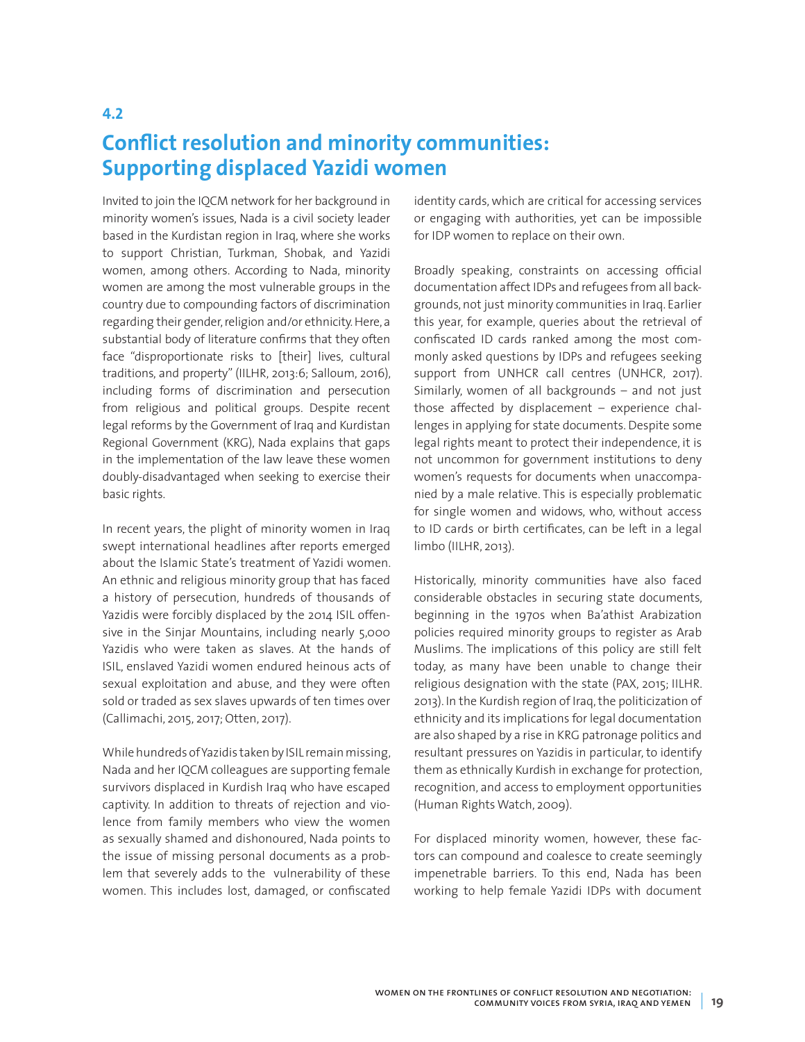## 4.2

# Conflict resolution and minority communities: Supporting displaced Yazidi women

Invited to join the IQCM network for her background in minority women's issues, Nada is a civil society leader based in the Kurdistan region in Iraq, where she works to support Christian, Turkman, Shobak, and Yazidi women, among others. According to Nada, minority women are among the most vulnerable groups in the country due to compounding factors of discrimination regarding their gender, religion and/or ethnicity. Here, a substantial body of literature confirms that they often face "disproportionate risks to [their] lives, cultural traditions, and property" (IILHR, 2013:6; Salloum, 2016), including forms of discrimination and persecution from religious and political groups. Despite recent legal reforms by the Government of Iraq and Kurdistan Regional Government (KRG), Nada explains that gaps in the implementation of the law leave these women doubly-disadvantaged when seeking to exercise their basic rights.

In recent years, the plight of minority women in Iraq swept international headlines after reports emerged about the Islamic State's treatment of Yazidi women. An ethnic and religious minority group that has faced a history of persecution, hundreds of thousands of Yazidis were forcibly displaced by the 2014 ISIL offensive in the Sinjar Mountains, including nearly 5,000 Yazidis who were taken as slaves. At the hands of ISIL, enslaved Yazidi women endured heinous acts of sexual exploitation and abuse, and they were often sold or traded as sex slaves upwards of ten times over (Callimachi, 2015, 2017; Otten, 2017).

While hundreds of Yazidis taken by ISIL remain missing, Nada and her IQCM colleagues are supporting female survivors displaced in Kurdish Iraq who have escaped captivity. In addition to threats of rejection and violence from family members who view the women as sexually shamed and dishonoured, Nada points to the issue of missing personal documents as a problem that severely adds to the vulnerability of these women. This includes lost, damaged, or confiscated identity cards, which are critical for accessing services or engaging with authorities, yet can be impossible for IDP women to replace on their own.

Broadly speaking, constraints on accessing official documentation affect IDPs and refugees from all backgrounds, not just minority communities in Iraq. Earlier this year, for example, queries about the retrieval of confiscated ID cards ranked among the most commonly asked questions by IDPs and refugees seeking support from UNHCR call centres (UNHCR, 2017). Similarly, women of all backgrounds – and not just those affected by displacement – experience challenges in applying for state documents. Despite some legal rights meant to protect their independence, it is not uncommon for government institutions to deny women's requests for documents when unaccompanied by a male relative. This is especially problematic for single women and widows, who, without access to ID cards or birth certificates, can be left in a legal limbo (IILHR, 2013).

Historically, minority communities have also faced considerable obstacles in securing state documents, beginning in the 1970s when Ba'athist Arabization policies required minority groups to register as Arab Muslims. The implications of this policy are still felt today, as many have been unable to change their religious designation with the state (PAX, 2015; IILHR. 2013). In the Kurdish region of Iraq, the politicization of ethnicity and its implications for legal documentation are also shaped by a rise in KRG patronage politics and resultant pressures on Yazidis in particular, to identify them as ethnically Kurdish in exchange for protection, recognition, and access to employment opportunities (Human Rights Watch, 2009).

For displaced minority women, however, these factors can compound and coalesce to create seemingly impenetrable barriers. To this end, Nada has been working to help female Yazidi IDPs with document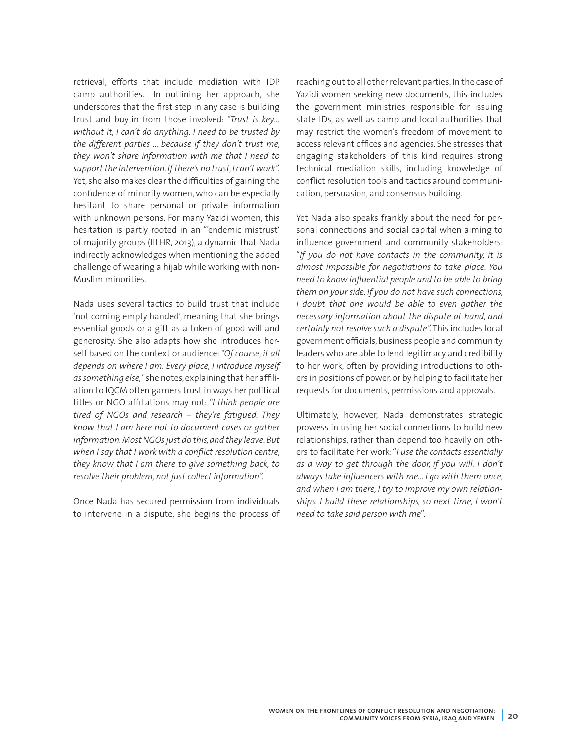retrieval, efforts that include mediation with IDP camp authorities. In outlining her approach, she underscores that the first step in any case is building trust and buy-in from those involved: *"Trust is key... without it, I can't do anything. I need to be trusted by the different parties ... because if they don't trust me, they won't share information with me that I need to support the intervention. If there's no trust, I can't work".* Yet, she also makes clear the difficulties of gaining the confidence of minority women, who can be especially hesitant to share personal or private information with unknown persons. For many Yazidi women, this hesitation is partly rooted in an "'endemic mistrust' of majority groups (IILHR, 2013), a dynamic that Nada indirectly acknowledges when mentioning the added challenge of wearing a hijab while working with non-Muslim minorities.

Nada uses several tactics to build trust that include 'not coming empty handed', meaning that she brings essential goods or a gift as a token of good will and generosity. She also adapts how she introduces herself based on the context or audience: *"Of course, it all depends on where I am. Every place, I introduce myself as something else,"* she notes, explaining that her affiliation to IQCM often garners trust in ways her political titles or NGO affiliations may not: *"I think people are tired of NGOs and research – they're fatigued. They know that I am here not to document cases or gather information. Most NGOs just do this, and they leave. But when I say that I work with a conflict resolution centre, they know that I am there to give something back, to resolve their problem, not just collect information".*

Once Nada has secured permission from individuals to intervene in a dispute, she begins the process of reaching out to all other relevant parties. In the case of Yazidi women seeking new documents, this includes the government ministries responsible for issuing state IDs, as well as camp and local authorities that may restrict the women's freedom of movement to access relevant offices and agencies. She stresses that engaging stakeholders of this kind requires strong technical mediation skills, including knowledge of conflict resolution tools and tactics around communication, persuasion, and consensus building.

Yet Nada also speaks frankly about the need for personal connections and social capital when aiming to influence government and community stakeholders: "*If you do not have contacts in the community, it is almost impossible for negotiations to take place. You need to know influential people and to be able to bring them on your side. If you do not have such connections, I doubt that one would be able to even gather the necessary information about the dispute at hand, and certainly not resolve such a dispute".* This includes local government officials, business people and community leaders who are able to lend legitimacy and credibility to her work, often by providing introductions to others in positions of power, or by helping to facilitate her requests for documents, permissions and approvals.

Ultimately, however, Nada demonstrates strategic prowess in using her social connections to build new relationships, rather than depend too heavily on others to facilitate her work: "*I use the contacts essentially as a way to get through the door, if you will. I don't always take influencers with me... I go with them once, and when I am there, I try to improve my own relationships. I build these relationships, so next time, I won't need to take said person with me*".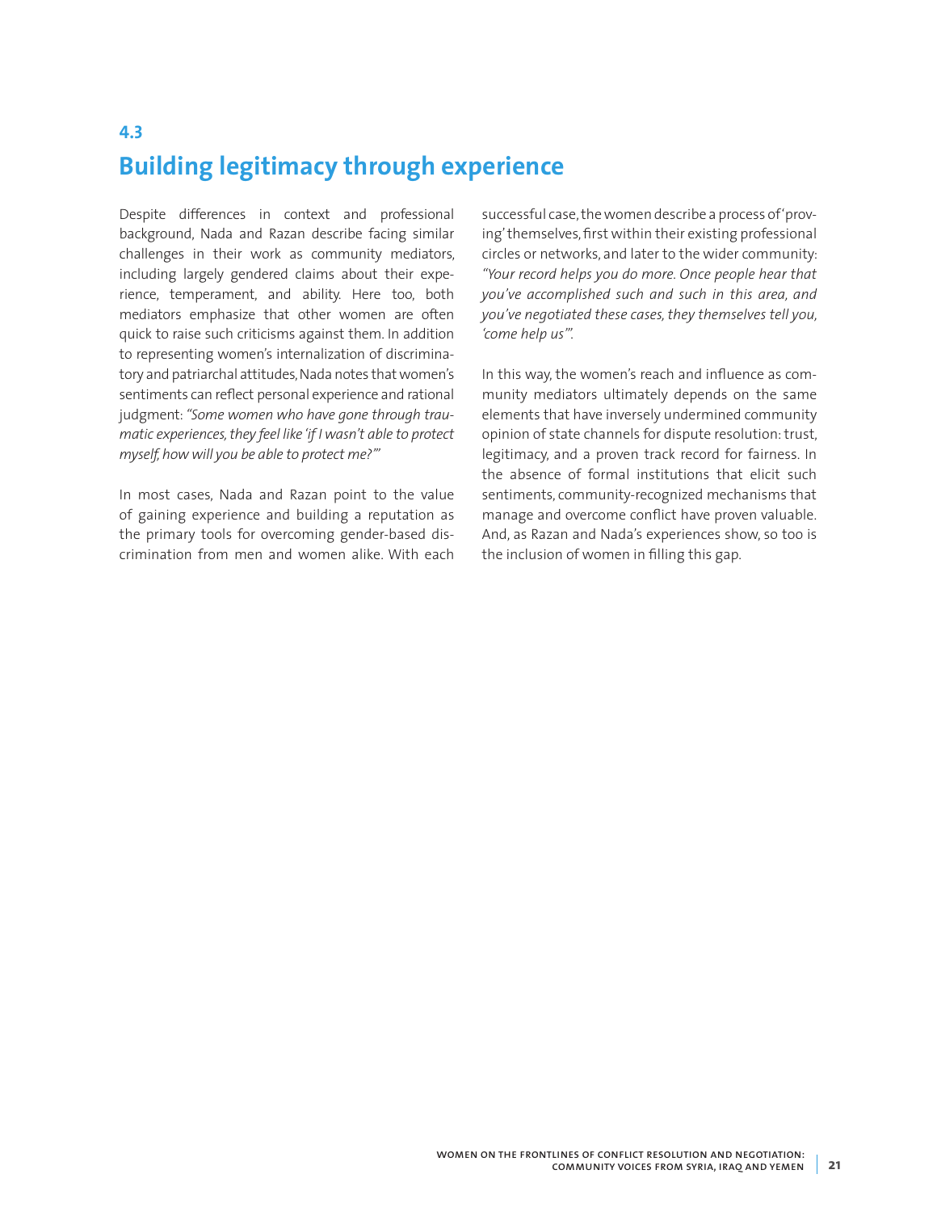## 4.3 Building legitimacy through experience

Despite differences in context and professional background, Nada and Razan describe facing similar challenges in their work as community mediators, including largely gendered claims about their experience, temperament, and ability. Here too, both mediators emphasize that other women are often quick to raise such criticisms against them. In addition to representing women's internalization of discriminatory and patriarchal attitudes, Nada notes that women's sentiments can reflect personal experience and rational judgment: *"Some women who have gone through traumatic experiences, they feel like 'if I wasn't able to protect myself, how will you be able to protect me?'"*

In most cases, Nada and Razan point to the value of gaining experience and building a reputation as the primary tools for overcoming gender-based discrimination from men and women alike. With each successful case, the women describe a process of 'proving' themselves, first within their existing professional circles or networks, and later to the wider community: *"Your record helps you do more. Once people hear that you've accomplished such and such in this area, and you've negotiated these cases, they themselves tell you, 'come help us'".*

In this way, the women's reach and influence as community mediators ultimately depends on the same elements that have inversely undermined community opinion of state channels for dispute resolution: trust, legitimacy, and a proven track record for fairness. In the absence of formal institutions that elicit such sentiments, community-recognized mechanisms that manage and overcome conflict have proven valuable. And, as Razan and Nada's experiences show, so too is the inclusion of women in filling this gap.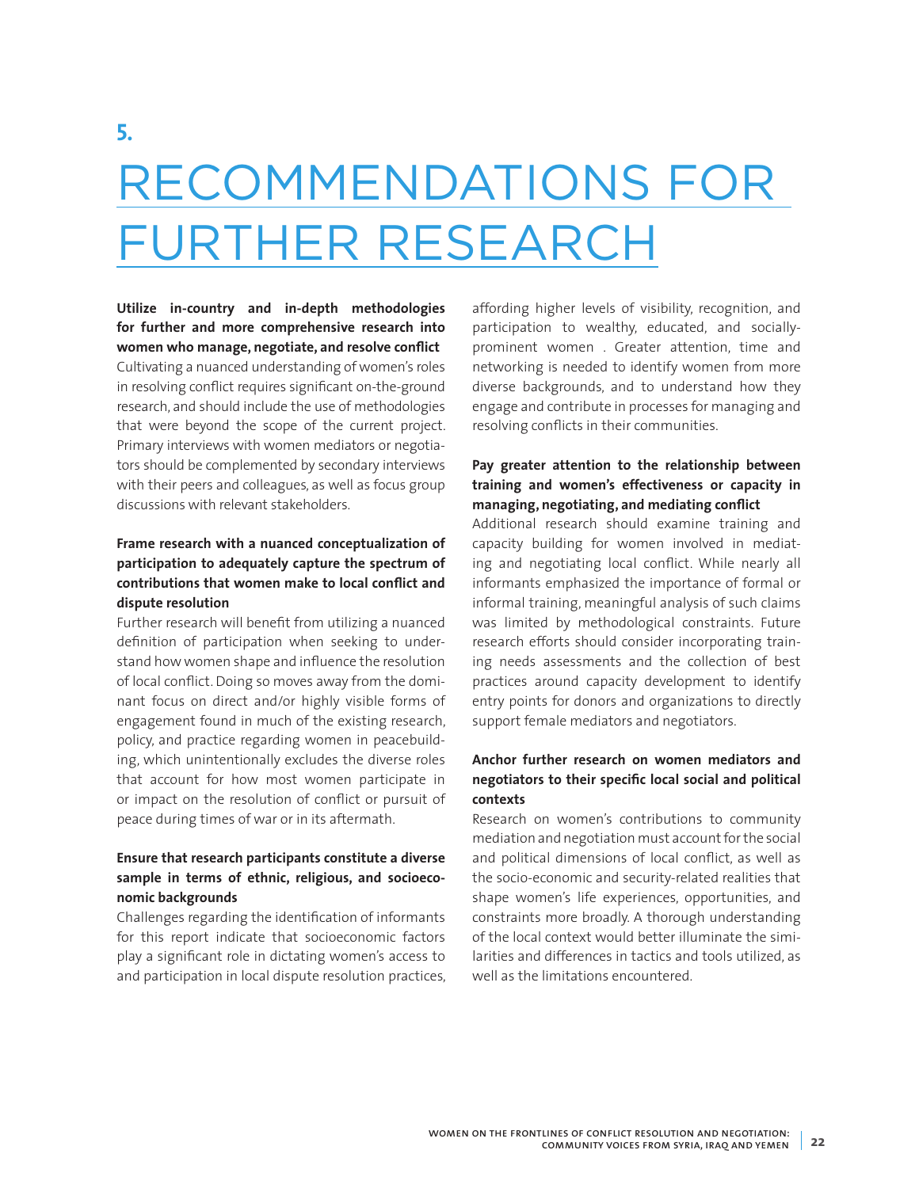# 5. RECOMMENDATIONS FOR FURTHER RESEARCH

**Utilize in-country and in-depth methodologies for further and more comprehensive research into women who manage, negotiate, and resolve conflict**

Cultivating a nuanced understanding of women's roles in resolving conflict requires significant on-the-ground research, and should include the use of methodologies that were beyond the scope of the current project. Primary interviews with women mediators or negotiators should be complemented by secondary interviews with their peers and colleagues, as well as focus group discussions with relevant stakeholders.

**Frame research with a nuanced conceptualization of participation to adequately capture the spectrum of contributions that women make to local conflict and dispute resolution**

Further research will benefit from utilizing a nuanced definition of participation when seeking to understand how women shape and influence the resolution of local conflict. Doing so moves away from the dominant focus on direct and/or highly visible forms of engagement found in much of the existing research, policy, and practice regarding women in peacebuilding, which unintentionally excludes the diverse roles that account for how most women participate in or impact on the resolution of conflict or pursuit of peace during times of war or in its aftermath.

**Ensure that research participants constitute a diverse sample in terms of ethnic, religious, and socioeconomic backgrounds**

Challenges regarding the identification of informants for this report indicate that socioeconomic factors play a significant role in dictating women's access to and participation in local dispute resolution practices, affording higher levels of visibility, recognition, and participation to wealthy, educated, and socially-prominent women . Greater attention, time and networking is needed to identify women from more diverse backgrounds, and to understand how they engage and contribute in processes for managing and resolving conflicts in their communities.

**Pay greater attention to the relationship between training and women's effectiveness or capacity in managing, negotiating, and mediating conflict**

Additional research should examine training and capacity building for women involved in mediating and negotiating local conflict. While nearly all informants emphasized the importance of formal or informal training, meaningful analysis of such claims was limited by methodological constraints. Future research efforts should consider incorporating training needs assessments and the collection of best practices around capacity development to identify entry points for donors and organizations to directly support female mediators and negotiators.

**Anchor further research on women mediators and negotiators to their specific local social and political contexts**

Research on women's contributions to community mediation and negotiation must account for the social and political dimensions of local conflict, as well as the socio-economic and security-related realities that shape women's life experiences, opportunities, and constraints more broadly. A thorough understanding of the local context would better illuminate the similarities and differences in tactics and tools utilized, as well as the limitations encountered.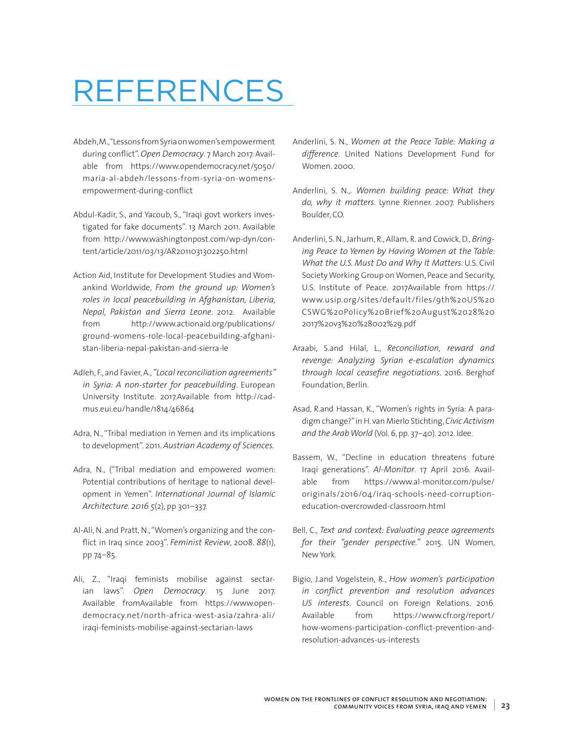# REFERENCES

Abdeh, M., "Lessons from Syria on women's empowerment during conflict". *Open Democracy*. 7 March 2017. Available from https://www.opendemocracy.net/5050/maria-al-abdeh/lessons-from-syria-on-womens-empowerment-during-conflict

Abdul-Kadir, S., and Yacoub, S., "Iraqi govt workers investigated for fake documents". 13 March 2011. Available from http://www.washingtonpost.com/wp-dyn/content/article/2011/03/13/AR2011031302250.html

Action Aid, Institute for Development Studies and Womankind Worldwide, *From the ground up: Women's roles in local peacebuilding in Afghanistan, Liberia, Nepal, Pakistan and Sierra Leone*. 2012. Available from http://www.actionaid.org/publications/ground-womens-role-local-peacebuilding-afghanistan-liberia-nepal-pakistan-and-sierra-le

Adleh, F., and Favier, A., *"Local reconciliation agreements" in Syria: A non-starter for peacebuilding*. European University Institute. 2017.Available from http://cadmus.eui.eu/handle/1814/46864

Adra, N., "Tribal mediation in Yemen and its implications to development". 2011. *Austrian Academy of Sciences*.

Adra, N., ("Tribal mediation and empowered women: Potential contributions of heritage to national development in Yemen". *International Journal of Islamic Architecture*. *2016 5*(2), pp 301–337.

Al-Ali, N. and Pratt, N., "Women's organizing and the conflict in Iraq since 2003". *Feminist Review*, 2008. *88*(1), pp 74–85.

Ali, Z., "Iraqi feminists mobilise against sectarian laws". *Open Democracy*. 15 June 2017. Available fromAvailable from https://www.opendemocracy.net/north-africa-west-asia/zahra-ali/iraqi-feminists-mobilise-against-sectarian-laws

Anderlini, S. N., *Women at the Peace Table: Making a difference*. United Nations Development Fund for Women. 2000.

Anderlini, S. N.,. *Women building peace: What they do, why it matters*. Lynne Rienner. 2007. Publishers Boulder, CO.

Anderlini, S. N., Jarhum, R., Allam, R. and Cowick, D., *Bringing Peace to Yemen by Having Women at the Table: What the U.S. Must Do and Why It Matters*. U.S. Civil Society Working Group on Women, Peace and Security, U.S. Institute of Peace. 2017Available from https://www.usip.org/sites/default/files/9th%20US%20CSWG%20Policy%20Brief%20August%2028%202017%20v3%20%28002%29.pdf

Araabi, S.and Hilal, L., *Reconciliation, reward and revenge: Analyzing Syrian e-escalation dynamics through local ceasefire negotiations*. 2016. Berghof Foundation, Berlin.

Asad, R.and Hassan, K., "Women's rights in Syria: A paradigm change?" in H. van Mierlo Stichting, *Civic Activism and the Arab World* (Vol. 6, pp. 37–40). 2012. Idee.

Bassem, W., "Decline in education threatens future Iraqi generations". *Al-Monitor*. 17 April 2016. Available from https://www.al-monitor.com/pulse/originals/2016/04/iraq-schools-need-corruption-education-overcrowded-classroom.html

Bell, C., *Text and context: Evaluating peace agreements for their "gender perspective."* 2015. UN Women, New York.

Bigio, J.and Vogelstein, R., *How women's participation in conflict prevention and resolution advances US interests*. Council on Foreign Relations. 2016. Available from https://www.cfr.org/report/how-womens-participation-conflict-prevention-and-resolution-advances-us-interests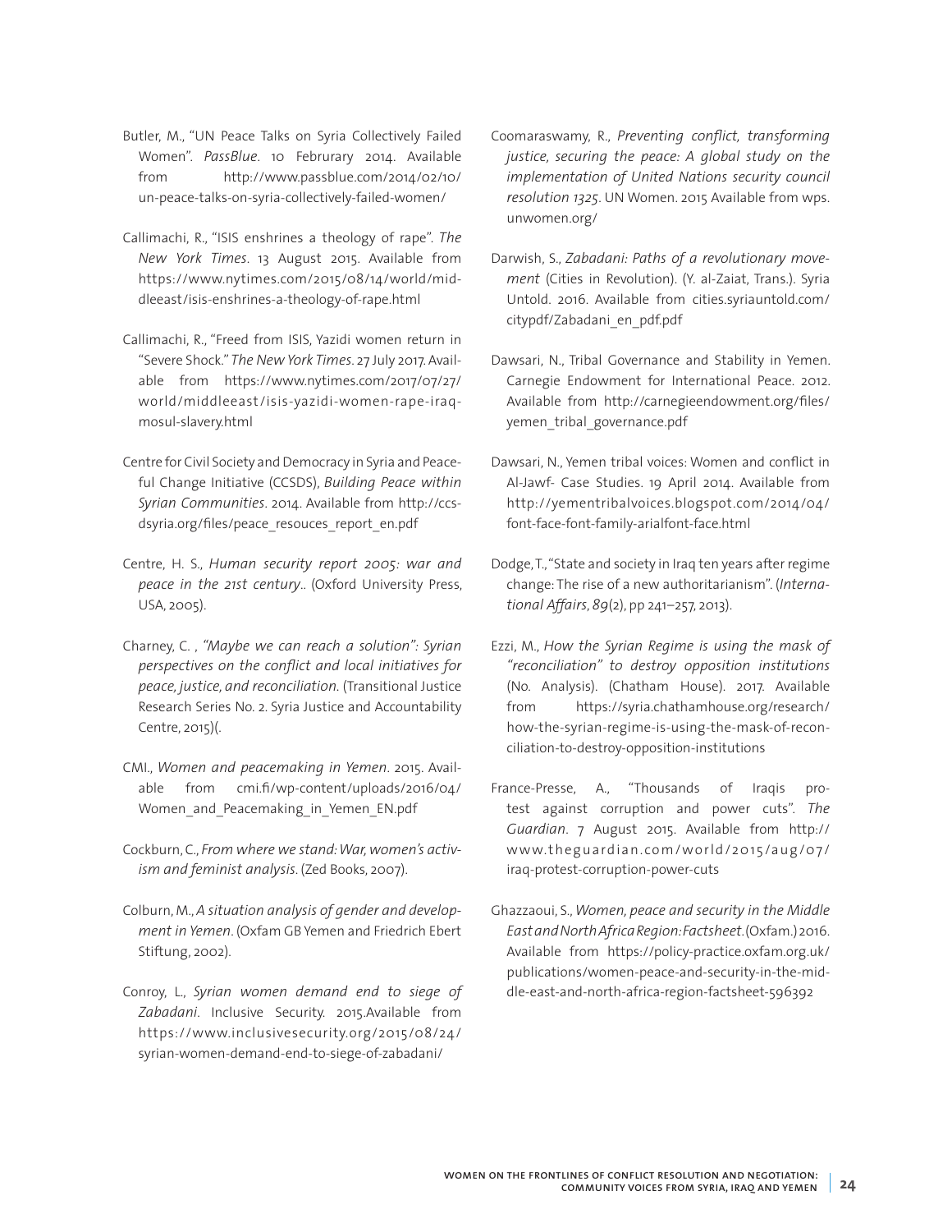Butler, M., "UN Peace Talks on Syria Collectively Failed Women". *PassBlue*. 10 Februrary 2014. Available from http://www.passblue.com/2014/02/10/un-peace-talks-on-syria-collectively-failed-women/

Callimachi, R., "ISIS enshrines a theology of rape". *The New York Times*. 13 August 2015. Available from https://www.nytimes.com/2015/08/14/world/middleeast/isis-enshrines-a-theology-of-rape.html

Callimachi, R., "Freed from ISIS, Yazidi women return in "Severe Shock." *The New York Times*. 27 July 2017. Available from https://www.nytimes.com/2017/07/27/world/middleeast/isis-yazidi-women-rape-iraq-mosul-slavery.html

Centre for Civil Society and Democracy in Syria and Peaceful Change Initiative (CCSDS), *Building Peace within Syrian Communities*. 2014. Available from http://ccsdsyria.org/files/peace_resouces_report_en.pdf

Centre, H. S., *Human security report 2005: war and peace in the 21st century..* (Oxford University Press, USA, 2005).

Charney, C. , *"Maybe we can reach a solution": Syrian perspectives on the conflict and local initiatives for peace, justice, and reconciliation*. (Transitional Justice Research Series No. 2. Syria Justice and Accountability Centre, 2015)(.

CMI., *Women and peacemaking in Yemen*. 2015. Available from cmi.fi/wp-content/uploads/2016/04/Women_and_Peacemaking_in_Yemen_EN.pdf

Cockburn, C., *From where we stand: War, women's activism and feminist analysis*. (Zed Books, 2007).

Colburn, M., *A situation analysis of gender and development in Yemen*. (Oxfam GB Yemen and Friedrich Ebert Stiftung, 2002).

Conroy, L., *Syrian women demand end to siege of Zabadani*. Inclusive Security. 2015.Available from https://www.inclusivesecurity.org/2015/08/24/syrian-women-demand-end-to-siege-of-zabadani/

Coomaraswamy, R., *Preventing conflict, transforming justice, securing the peace: A global study on the implementation of United Nations security council resolution 1325*. UN Women. 2015 Available from wps.unwomen.org/

Darwish, S., *Zabadani: Paths of a revolutionary movement* (Cities in Revolution). (Y. al-Zaiat, Trans.). Syria Untold. 2016. Available from cities.syriauntold.com/citypdf/Zabadani_en_pdf.pdf

Dawsari, N., Tribal Governance and Stability in Yemen. Carnegie Endowment for International Peace. 2012. Available from http://carnegieendowment.org/files/yemen_tribal_governance.pdf

Dawsari, N., Yemen tribal voices: Women and conflict in Al-Jawf- Case Studies. 19 April 2014. Available from http://yementribalvoices.blogspot.com/2014/04/font-face-font-family-arialfont-face.html

Dodge, T., "State and society in Iraq ten years after regime change: The rise of a new authoritarianism". (*International Affairs*, *89*(2), pp 241–257, 2013).

Ezzi, M., *How the Syrian Regime is using the mask of "reconciliation" to destroy opposition institutions* (No. Analysis). (Chatham House). 2017. Available from https://syria.chathamhouse.org/research/how-the-syrian-regime-is-using-the-mask-of-reconciliation-to-destroy-opposition-institutions

France-Presse, A., "Thousands of Iraqis protest against corruption and power cuts". *The Guardian*. 7 August 2015. Available from http://www.theguardian.com/world/2015/aug/07/iraq-protest-corruption-power-cuts

Ghazzaoui, S., *Women, peace and security in the Middle East and North Africa Region: Factsheet*. (Oxfam.) 2016. Available from https://policy-practice.oxfam.org.uk/publications/women-peace-and-security-in-the-middle-east-and-north-africa-region-factsheet-596392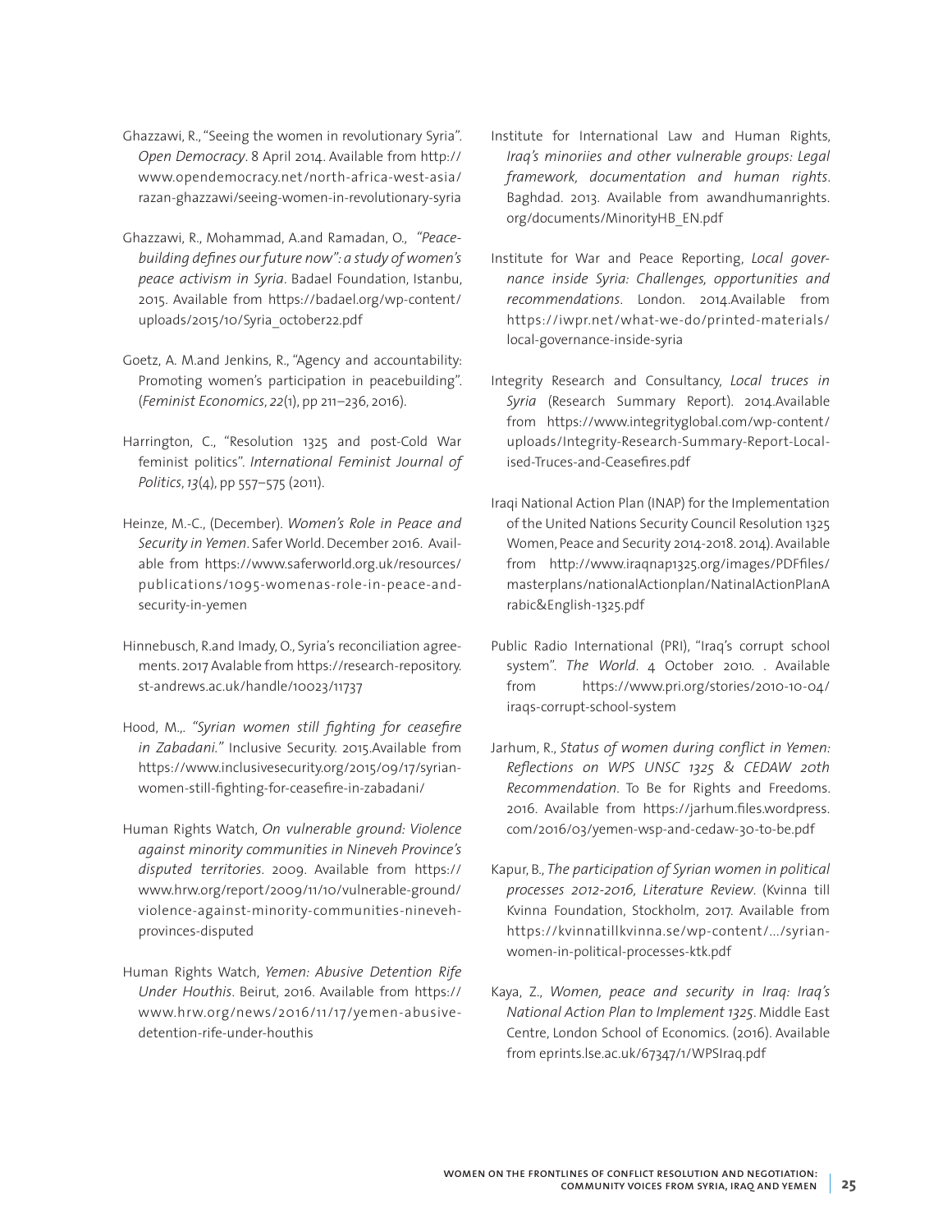Ghazzawi, R., "Seeing the women in revolutionary Syria". *Open Democracy*. 8 April 2014. Available from http://www.opendemocracy.net/north-africa-west-asia/razan-ghazzawi/seeing-women-in-revolutionary-syria

Ghazzawi, R., Mohammad, A.and Ramadan, O., *"Peace-building defines our future now": a study of women's peace activism in Syria*. Badael Foundation, Istanbu, 2015. Available from https://badael.org/wp-content/uploads/2015/10/Syria_october22.pdf

Goetz, A. M.and Jenkins, R., "Agency and accountability: Promoting women's participation in peacebuilding". (*Feminist Economics*, *22*(1), pp 211–236, 2016).

Harrington, C., "Resolution 1325 and post-Cold War feminist politics". *International Feminist Journal of Politics*, *13*(4), pp 557–575 (2011).

Heinze, M.-C., (December). *Women's Role in Peace and Security in Yemen*. Safer World. December 2016. Available from https://www.saferworld.org.uk/resources/publications/1095-womenas-role-in-peace-and-security-in-yemen

Hinnebusch, R.and Imady, O., Syria's reconciliation agreements. 2017 Avalable from https://research-repository.st-andrews.ac.uk/handle/10023/11737

Hood, M.,. *"Syrian women still fighting for ceasefire in Zabadani."* Inclusive Security. 2015.Available from https://www.inclusivesecurity.org/2015/09/17/syrian-women-still-fighting-for-ceasefire-in-zabadani/

Human Rights Watch, *On vulnerable ground: Violence against minority communities in Nineveh Province's disputed territories*. 2009. Available from https://www.hrw.org/report/2009/11/10/vulnerable-ground/violence-against-minority-communities-nineveh-provinces-disputed

Human Rights Watch, *Yemen: Abusive Detention Rife Under Houthis*. Beirut, 2016. Available from https://www.hrw.org/news/2016/11/17/yemen-abusive-detention-rife-under-houthis

Institute for International Law and Human Rights, *Iraq's minoriies and other vulnerable groups: Legal framework, documentation and human rights*. Baghdad. 2013. Available from awandhumanrights.org/documents/MinorityHB_EN.pdf

Institute for War and Peace Reporting, *Local governance inside Syria: Challenges, opportunities and recommendations*. London. 2014.Available from https://iwpr.net/what-we-do/printed-materials/local-governance-inside-syria

Integrity Research and Consultancy, *Local truces in Syria* (Research Summary Report). 2014.Available from https://www.integrityglobal.com/wp-content/uploads/Integrity-Research-Summary-Report-Localised-Truces-and-Ceasefires.pdf

Iraqi National Action Plan (INAP) for the Implementation of the United Nations Security Council Resolution 1325 Women, Peace and Security 2014-2018. 2014). Available from http://www.iraqnap1325.org/images/PDFfiles/masterplans/nationalActionplan/NatinalActionPlanArabic&English-1325.pdf

Public Radio International (PRI), "Iraq's corrupt school system". *The World*. 4 October 2010. . Available from https://www.pri.org/stories/2010-10-04/iraqs-corrupt-school-system

Jarhum, R., *Status of women during conflict in Yemen: Reflections on WPS UNSC 1325 & CEDAW 20th Recommendation*. To Be for Rights and Freedoms. 2016. Available from https://jarhum.files.wordpress.com/2016/03/yemen-wsp-and-cedaw-30-to-be.pdf

Kapur, B., *The participation of Syrian women in political processes 2012-2016, Literature Review*. (Kvinna till Kvinna Foundation, Stockholm, 2017. Available from https://kvinnatillkvinna.se/wp-content/.../syrian-women-in-political-processes-ktk.pdf

Kaya, Z., *Women, peace and security in Iraq: Iraq's National Action Plan to Implement 1325*. Middle East Centre, London School of Economics. (2016). Available from eprints.lse.ac.uk/67347/1/WPSIraq.pdf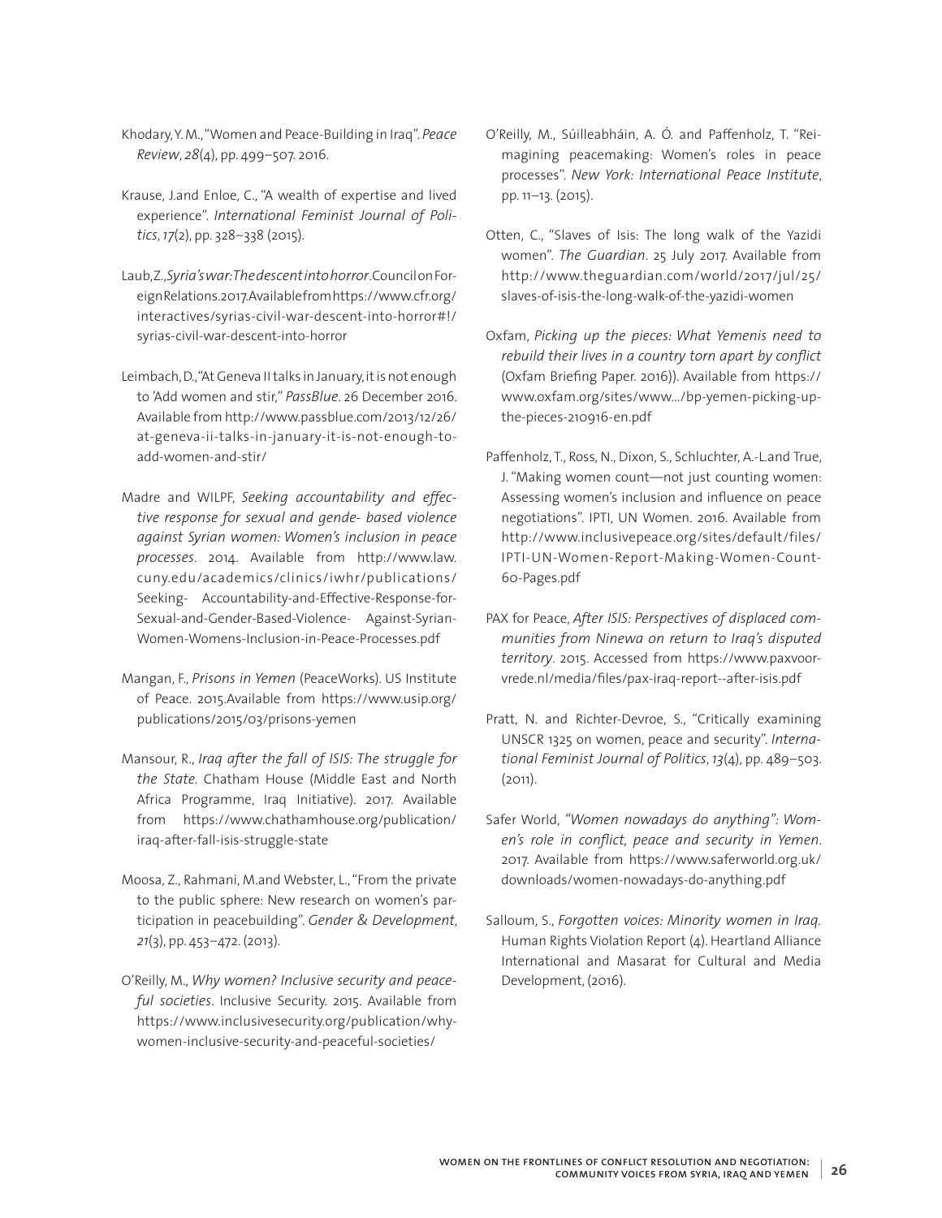Khodary, Y. M., "Women and Peace-Building in Iraq". *Peace Review*, *28*(4), pp. 499–507. 2016.

Krause, J.and Enloe, C., "A wealth of expertise and lived experience". *International Feminist Journal of Politics*, *17*(2), pp. 328–338 (2015).

Laub, Z., *Syria's war: The descent into horror*. Council on Foreign Relations. 2017. Available from https://www.cfr.org/interactives/syrias-civil-war-descent-into-horror#!/syrias-civil-war-descent-into-horror

Leimbach, D., "At Geneva II talks in January, it is not enough to 'Add women and stir," *PassBlue*. 26 December 2016. Available from http://www.passblue.com/2013/12/26/at-geneva-ii-talks-in-january-it-is-not-enough-to-add-women-and-stir/

Madre and WILPF, *Seeking accountability and effective response for sexual and gende- based violence against Syrian women: Women's inclusion in peace processes*. 2014. Available from http://www.law.cuny.edu/academics/clinics/iwhr/publications/Seeking- Accountability-and-Effective-Response-for-Sexual-and-Gender-Based-Violence- Against-Syrian-Women-Womens-Inclusion-in-Peace-Processes.pdf

Mangan, F., *Prisons in Yemen* (PeaceWorks). US Institute of Peace. 2015.Available from https://www.usip.org/publications/2015/03/prisons-yemen

Mansour, R., *Iraq after the fall of ISIS: The struggle for the State*. Chatham House (Middle East and North Africa Programme, Iraq Initiative). 2017. Available from https://www.chathamhouse.org/publication/iraq-after-fall-isis-struggle-state

Moosa, Z., Rahmani, M.and Webster, L., "From the private to the public sphere: New research on women's participation in peacebuilding". *Gender & Development*, *21*(3), pp. 453–472. (2013).

O'Reilly, M., *Why women? Inclusive security and peaceful societies*. Inclusive Security. 2015. Available from https://www.inclusivesecurity.org/publication/why-women-inclusive-security-and-peaceful-societies/

O'Reilly, M., Súilleabháin, A. Ó. and Paffenholz, T. "Reimagining peacemaking: Women's roles in peace processes". *New York: International Peace Institute*, pp. 11–13. (2015).

Otten, C., "Slaves of Isis: The long walk of the Yazidi women". *The Guardian*. 25 July 2017. Available from http://www.theguardian.com/world/2017/jul/25/slaves-of-isis-the-long-walk-of-the-yazidi-women

Oxfam, *Picking up the pieces: What Yemenis need to rebuild their lives in a country torn apart by conflict* (Oxfam Briefing Paper. 2016)). Available from https://www.oxfam.org/sites/www.../bp-yemen-picking-up-the-pieces-210916-en.pdf

Paffenholz, T., Ross, N., Dixon, S., Schluchter, A.-L.and True, J. "Making women count—not just counting women: Assessing women's inclusion and influence on peace negotiations". IPTI, UN Women. 2016. Available from http://www.inclusivepeace.org/sites/default/files/IPTI-UN-Women-Report-Making-Women-Count-60-Pages.pdf

PAX for Peace, *After ISIS: Perspectives of displaced communities from Ninewa on return to Iraq's disputed territory*. 2015. Accessed from https://www.paxvoorvrede.nl/media/files/pax-iraq-report--after-isis.pdf

Pratt, N. and Richter-Devroe, S., "Critically examining UNSCR 1325 on women, peace and security". *International Feminist Journal of Politics*, *13*(4), pp. 489–503. (2011).

Safer World, *"Women nowadays do anything": Women's role in conflict, peace and security in Yemen*. 2017. Available from https://www.saferworld.org.uk/downloads/women-nowadays-do-anything.pdf

Salloum, S., *Forgotten voices: Minority women in Iraq*. Human Rights Violation Report (4). Heartland Alliance International and Masarat for Cultural and Media Development, (2016).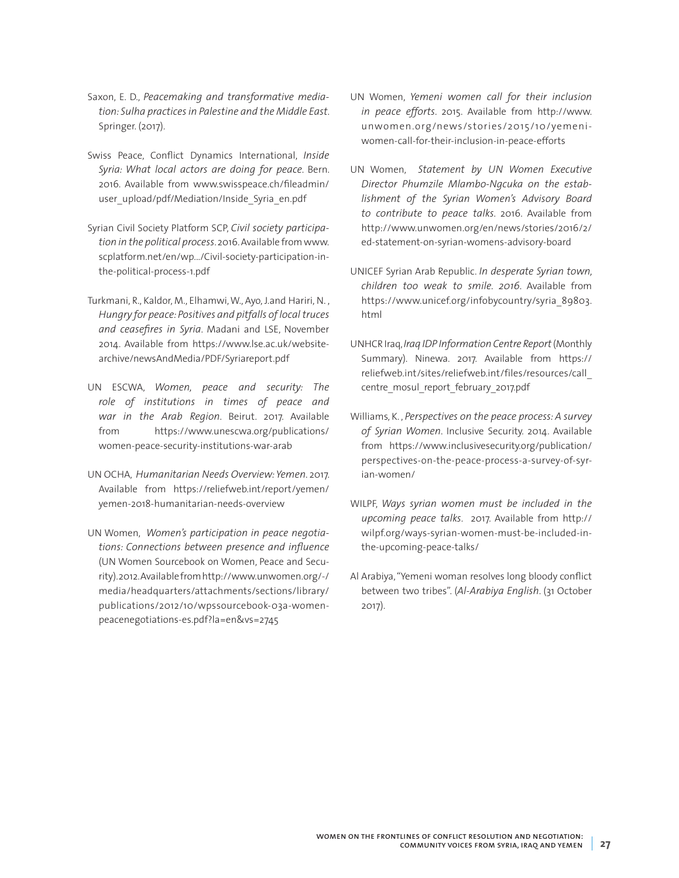Saxon, E. D., *Peacemaking and transformative mediation: Sulha practices in Palestine and the Middle East.* Springer. (2017).

Swiss Peace, Conflict Dynamics International, *Inside Syria: What local actors are doing for peace*. Bern. 2016. Available from www.swisspeace.ch/fileadmin/user_upload/pdf/Mediation/Inside_Syria_en.pdf

Syrian Civil Society Platform SCP, *Civil society participation in the political process*. 2016. Available from www.scplatform.net/en/wp.../Civil-society-participation-in-the-political-process-1.pdf

Turkmani, R., Kaldor, M., Elhamwi, W., Ayo, J.and Hariri, N. , *Hungry for peace: Positives and pitfalls of local truces and ceasefires in Syria*. Madani and LSE, November 2014. Available from https://www.lse.ac.uk/website-archive/newsAndMedia/PDF/Syriareport.pdf

UN ESCWA, *Women, peace and security: The role of institutions in times of peace and war in the Arab Region*. Beirut. 2017. Available from https://www.unescwa.org/publications/women-peace-security-institutions-war-arab

UN OCHA, *Humanitarian Needs Overview: Yemen*. 2017. Available from https://reliefweb.int/report/yemen/yemen-2018-humanitarian-needs-overview

UN Women, *Women's participation in peace negotiations: Connections between presence and influence* (UN Women Sourcebook on Women, Peace and Security). 2012. Available from http://www.unwomen.org/-/media/headquarters/attachments/sections/library/publications/2012/10/wpssourcebook-03a-women-peacenegotiations-es.pdf?la=en&vs=2745

UN Women, *Yemeni women call for their inclusion in peace efforts*. 2015. Available from http://www.unwomen.org/news/stories/2015/10/yemeni-women-call-for-their-inclusion-in-peace-efforts

UN Women, *Statement by UN Women Executive Director Phumzile Mlambo-Ngcuka on the establishment of the Syrian Women's Advisory Board to contribute to peace talks*. 2016. Available from http://www.unwomen.org/en/news/stories/2016/2/ed-statement-on-syrian-womens-advisory-board

UNICEF Syrian Arab Republic. *In desperate Syrian town, children too weak to smile. 2016*. Available from https://www.unicef.org/infobycountry/syria_89803.html

UNHCR Iraq, *Iraq IDP Information Centre Report* (Monthly Summary). Ninewa. 2017. Available from https://reliefweb.int/sites/reliefweb.int/files/resources/call_centre_mosul_report_february_2017.pdf

Williams, K. , *Perspectives on the peace process: A survey of Syrian Women*. Inclusive Security. 2014. Available from https://www.inclusivesecurity.org/publication/perspectives-on-the-peace-process-a-survey-of-syrian-women/

WILPF, *Ways syrian women must be included in the upcoming peace talks*. 2017. Available from http://wilpf.org/ways-syrian-women-must-be-included-in-the-upcoming-peace-talks/

Al Arabiya, "Yemeni woman resolves long bloody conflict between two tribes". (*Al-Arabiya English*. (31 October 2017).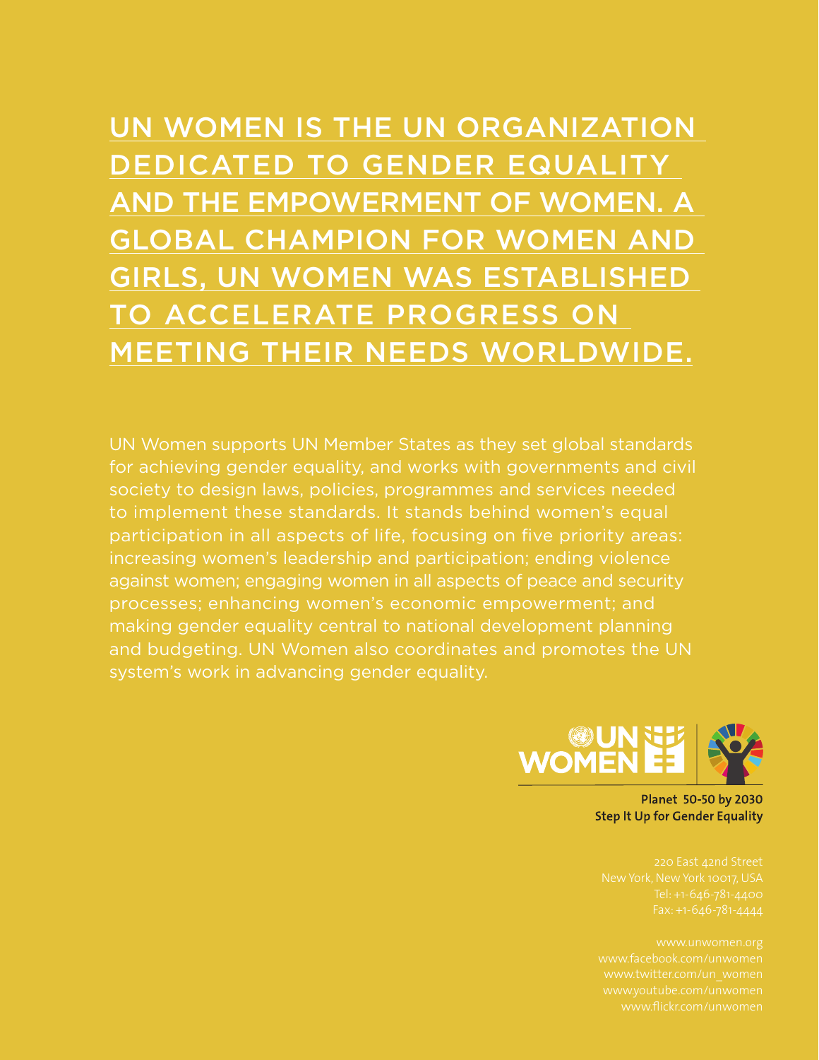UN WOMEN IS THE UN ORGANIZATION DEDICATED TO GENDER EQUALITY AND THE EMPOWERMENT OF WOMEN. A GLOBAL CHAMPION FOR WOMEN AND GIRLS, UN WOMEN WAS ESTABLISHED TO ACCELERATE PROGRESS ON MEETING THEIR NEEDS WORLDWIDE.

UN Women supports UN Member States as they set global standards for achieving gender equality, and works with governments and civil society to design laws, policies, programmes and services needed to implement these standards. It stands behind women's equal participation in all aspects of life, focusing on five priority areas: increasing women's leadership and participation; ending violence against women; engaging women in all aspects of peace and security processes; enhancing women's economic empowerment; and making gender equality central to national development planning and budgeting. UN Women also coordinates and promotes the UN system's work in advancing gender equality.

UN WOMEN

**Planet 50-50 by 2030**
**Step It Up for Gender Equality**

220 East 42nd Street
New York, New York 10017, USA
Tel: +1-646-781-4400
Fax: +1-646-781-4444

www.unwomen.org
www.facebook.com/unwomen
www.twitter.com/un_women
wwwyoutube.com/unwomen
www.flickr.com/unwomen